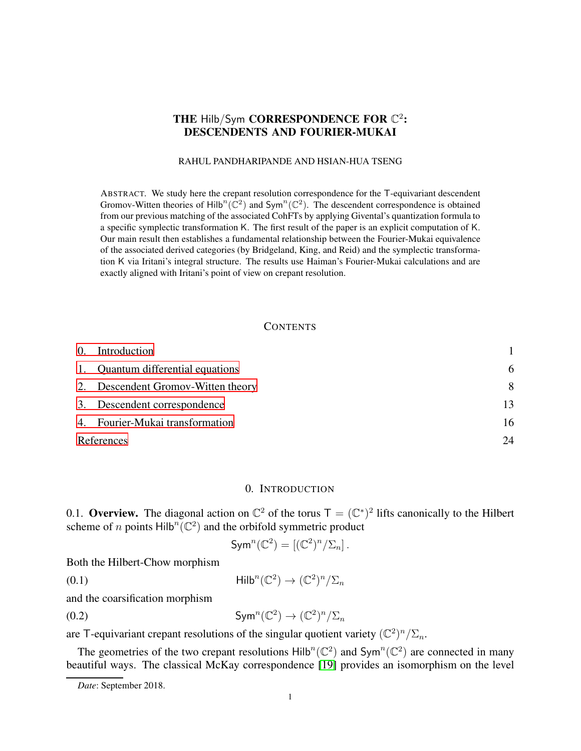# THE Hilb/Sym CORRESPONDENCE FOR $\mathbb{C}^2$: DESCENDENTS AND FOURIER-MUKAI

RAHUL PANDHARIPANDE AND HSIAN-HUA TSENG

ABSTRACT. We study here the crepant resolution correspondence for the $\mathsf{T}$-equivariant descendent Gromov-Witten theories of $\mathsf{Hilb}^n(\mathbb{C}^2)$ and $\mathsf{Sym}^n(\mathbb{C}^2)$. The descendent correspondence is obtained from our previous matching of the associated CohFTs by applying Givental's quantization formula to a specific symplectic transformation $\mathsf{K}$. The first result of the paper is an explicit computation of $\mathsf{K}$. Our main result then establishes a fundamental relationship between the Fourier-Mukai equivalence of the associated derived categories (by Bridgeland, King, and Reid) and the symplectic transformation $\mathsf{K}$ via Iritani's integral structure. The results use Haiman's Fourier-Mukai calculations and are exactly aligned with Iritani's point of view on crepant resolution.

CONTENTS

| | |
|---|---|
| 0. Introduction | 1 |
| 1. Quantum differential equations | 6 |
| 2. Descendent Gromov-Witten theory | 8 |
| 3. Descendent correspondence | 13 |
| 4. Fourier-Mukai transformation | 16 |
| References | 24 |

## 0. INTRODUCTION

0.1. **Overview.** The diagonal action on $\mathbb{C}^2$ of the torus $\mathsf{T} = (\mathbb{C}^*)^2$ lifts canonically to the Hilbert scheme of $n$ points $\mathsf{Hilb}^n(\mathbb{C}^2)$ and the orbifold symmetric product

$$\mathsf{Sym}^n(\mathbb{C}^2) = [(\mathbb{C}^2)^n/\Sigma_n] \,.$$

Both the Hilbert-Chow morphism

$$\mathsf{Hilb}^n(\mathbb{C}^2) \to (\mathbb{C}^2)^n/\Sigma_n \tag{0.1}$$

and the coarsification morphism

$$\mathsf{Sym}^n(\mathbb{C}^2) \to (\mathbb{C}^2)^n/\Sigma_n \tag{0.2}$$

are $\mathsf{T}$-equivariant crepant resolutions of the singular quotient variety $(\mathbb{C}^2)^n/\Sigma_n$.

The geometries of the two crepant resolutions $\mathsf{Hilb}^n(\mathbb{C}^2)$ and $\mathsf{Sym}^n(\mathbb{C}^2)$ are connected in many beautiful ways. The classical McKay correspondence [19] provides an isomorphism on the level

*Date*: September 2018.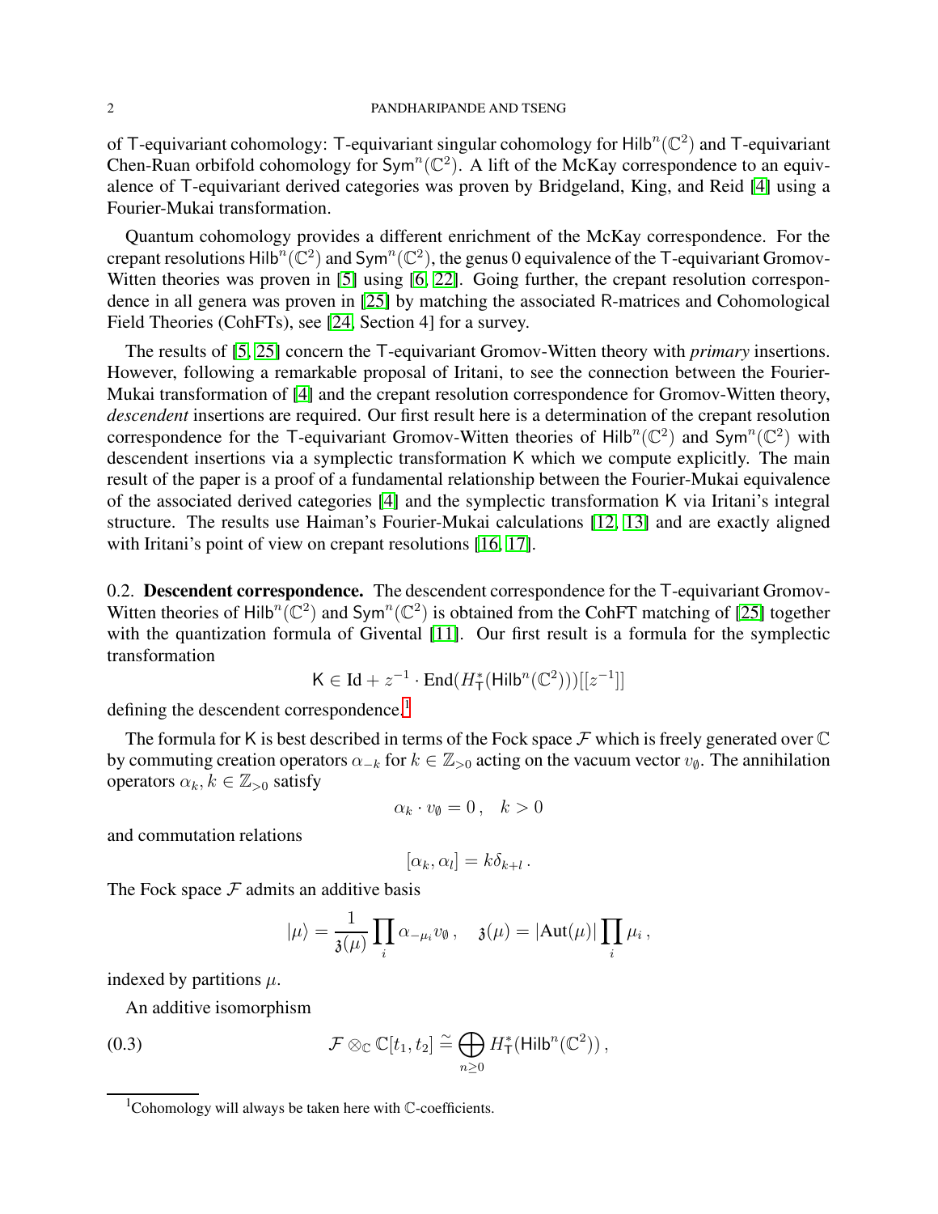of $\mathsf{T}$-equivariant cohomology: $\mathsf{T}$-equivariant singular cohomology for $\mathsf{Hilb}^n(\mathbb{C}^2)$ and $\mathsf{T}$-equivariant Chen-Ruan orbifold cohomology for $\mathsf{Sym}^n(\mathbb{C}^2)$. A lift of the McKay correspondence to an equivalence of $\mathsf{T}$-equivariant derived categories was proven by Bridgeland, King, and Reid [4] using a Fourier-Mukai transformation.

Quantum cohomology provides a different enrichment of the McKay correspondence. For the crepant resolutions $\mathsf{Hilb}^n(\mathbb{C}^2)$ and $\mathsf{Sym}^n(\mathbb{C}^2)$, the genus 0 equivalence of the $\mathsf{T}$-equivariant Gromov-Witten theories was proven in [5] using [6, 22]. Going further, the crepant resolution correspondence in all genera was proven in [25] by matching the associated R-matrices and Cohomological Field Theories (CohFTs), see [24, Section 4] for a survey.

The results of [5, 25] concern the $\mathsf{T}$-equivariant Gromov-Witten theory with *primary* insertions. However, following a remarkable proposal of Iritani, to see the connection between the Fourier-Mukai transformation of [4] and the crepant resolution correspondence for Gromov-Witten theory, *descendent* insertions are required. Our first result here is a determination of the crepant resolution correspondence for the $\mathsf{T}$-equivariant Gromov-Witten theories of $\mathsf{Hilb}^n(\mathbb{C}^2)$ and $\mathsf{Sym}^n(\mathbb{C}^2)$ with descendent insertions via a symplectic transformation $\mathsf{K}$ which we compute explicitly. The main result of the paper is a proof of a fundamental relationship between the Fourier-Mukai equivalence of the associated derived categories [4] and the symplectic transformation $\mathsf{K}$ via Iritani's integral structure. The results use Haiman's Fourier-Mukai calculations [12, 13] and are exactly aligned with Iritani's point of view on crepant resolutions [16, 17].

0.2. **Descendent correspondence.** The descendent correspondence for the $\mathsf{T}$-equivariant Gromov-Witten theories of $\mathsf{Hilb}^n(\mathbb{C}^2)$ and $\mathsf{Sym}^n(\mathbb{C}^2)$ is obtained from the CohFT matching of [25] together with the quantization formula of Givental [11]. Our first result is a formula for the symplectic transformation

$$\mathsf{K} \in \mathrm{Id} + z^{-1} \cdot \mathrm{End}(H^*_{\mathsf{T}}(\mathsf{Hilb}^n(\mathbb{C}^2)))[[z^{-1}]]$$

defining the descendent correspondence.[1]

The formula for $\mathsf{K}$ is best described in terms of the Fock space $\mathcal{F}$ which is freely generated over $\mathbb{C}$ by commuting creation operators $\alpha_{-k}$ for $k \in \mathbb{Z}_{>0}$ acting on the vacuum vector $v_\emptyset$. The annihilation operators $\alpha_k, k \in \mathbb{Z}_{>0}$ satisfy

$$\alpha_k \cdot v_\emptyset = 0\,, \quad k > 0$$

and commutation relations

$$[\alpha_k, \alpha_l] = k\delta_{k+l}\,.$$

The Fock space $\mathcal{F}$ admits an additive basis

$$|\mu\rangle = \frac{1}{\mathfrak{z}(\mu)} \prod_i \alpha_{-\mu_i} v_\emptyset\,, \quad \mathfrak{z}(\mu) = |\mathrm{Aut}(\mu)| \prod_i \mu_i\,,$$

indexed by partitions $\mu$.

An additive isomorphism

$$\mathcal{F} \otimes_{\mathbb{C}} \mathbb{C}[t_1, t_2] \stackrel{\sim}{=} \bigoplus_{n \geq 0} H^*_{\mathsf{T}}(\mathsf{Hilb}^n(\mathbb{C}^2))\,, \tag{0.3}$$

[1] Cohomology will always be taken here with $\mathbb{C}$-coefficients.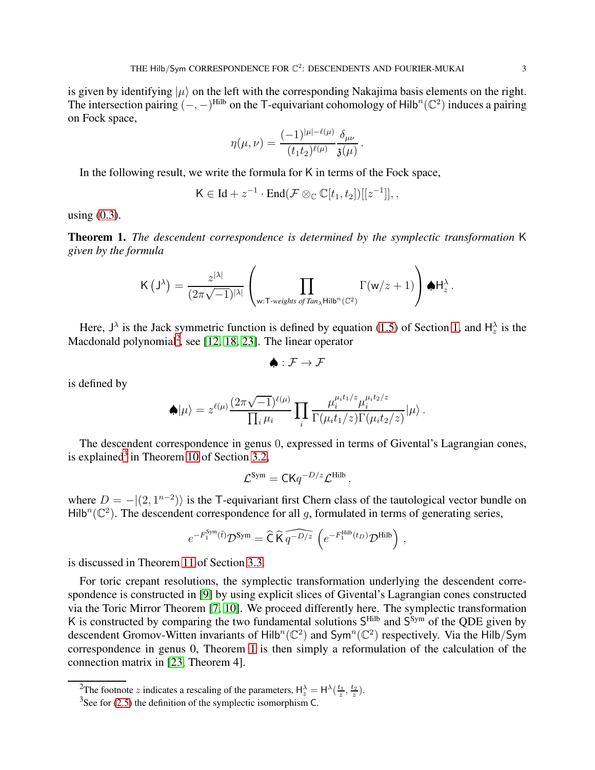is given by identifying $|\mu\rangle$ on the left with the corresponding Nakajima basis elements on the right. The intersection pairing $(-,-)^{\mathsf{Hilb}}$ on the $\mathsf{T}$-equivariant cohomology of $\mathsf{Hilb}^n(\mathbb{C}^2)$ induces a pairing on Fock space,

$$\eta(\mu,\nu) = \frac{(-1)^{|\mu|-\ell(\mu)}}{(t_1t_2)^{\ell(\mu)}}\frac{\delta_{\mu\nu}}{\mathfrak{z}(\mu)}\,.$$

In the following result, we write the formula for $\mathsf{K}$ in terms of the Fock space,

$$\mathsf{K} \in \mathrm{Id} + z^{-1}\cdot \mathrm{End}(\mathcal{F}\otimes_{\mathbb{C}} \mathbb{C}[t_1,t_2])[[z^{-1}]],,$$

using (0.3).

**Theorem 1.** *The descendent correspondence is determined by the symplectic transformation* $\mathsf{K}$ *given by the formula*

$$\mathsf{K}\left(\mathsf{J}^\lambda\right) = \frac{z^{|\lambda|}}{(2\pi\sqrt{-1})^{|\lambda|}}\left(\prod_{\mathsf{w}:\mathsf{T}\text{-weights of } Tan_\lambda \mathsf{Hilb}^n(\mathbb{C}^2)} \Gamma(\mathsf{w}/z+1)\right)\spadesuit \mathsf{H}^\lambda_z\,.$$

Here, $\mathsf{J}^\lambda$ is the Jack symmetric function is defined by equation (1.5) of Section 1, and $\mathsf{H}^\lambda_z$ is the Macdonald polynomial[2], see [12, 18, 23]. The linear operator

$$\spadesuit : \mathcal{F}\to\mathcal{F}$$

is defined by

$$\spadesuit|\mu\rangle = z^{\ell(\mu)}\frac{(2\pi\sqrt{-1})^{\ell(\mu)}}{\prod_i \mu_i}\prod_i \frac{\mu_i^{\mu_i t_1/z}\mu_i^{\mu_i t_2/z}}{\Gamma(\mu_i t_1/z)\Gamma(\mu_i t_2/z)}|\mu\rangle\,.$$

The descendent correspondence in genus 0, expressed in terms of Givental's Lagrangian cones, is explained[3] in Theorem 10 of Section 3.2,

$$\mathcal{L}^{\mathsf{Sym}} = \mathsf{C}\mathsf{K}q^{-D/z}\mathcal{L}^{\mathsf{Hilb}}\,,$$

where $D = -|(2,1^{n-2})\rangle$ is the $\mathsf{T}$-equivariant first Chern class of the tautological vector bundle on $\mathsf{Hilb}^n(\mathbb{C}^2)$. The descendent correspondence for all $g$, formulated in terms of generating series,

$$e^{-F_1^{\mathsf{Sym}}(\tilde{t})}\mathcal{D}^{\mathsf{Sym}} = \widehat{\mathsf{C}}\,\widehat{\mathsf{K}}\,\widehat{q^{-D/z}}\left(e^{-F_1^{\mathsf{Hilb}}(t_D)}\mathcal{D}^{\mathsf{Hilb}}\right)\,,$$

is discussed in Theorem 11 of Section 3.3.

For toric crepant resolutions, the symplectic transformation underlying the descendent correspondence is constructed in [9] by using explicit slices of Givental's Lagrangian cones constructed via the Toric Mirror Theorem [7, 10]. We proceed differently here. The symplectic transformation $\mathsf{K}$ is constructed by comparing the two fundamental solutions $\mathsf{S}^{\mathsf{Hilb}}$ and $\mathsf{S}^{\mathsf{Sym}}$ of the QDE given by descendent Gromov-Witten invariants of $\mathsf{Hilb}^n(\mathbb{C}^2)$ and $\mathsf{Sym}^n(\mathbb{C}^2)$ respectively. Via the Hilb/Sym correspondence in genus 0, Theorem 1 is then simply a reformulation of the calculation of the connection matrix in [23, Theorem 4].

[2] The footnote $z$ indicates a rescaling of the parameters, $\mathsf{H}^\lambda_z = \mathsf{H}^\lambda(\frac{t_1}{z},\frac{t_2}{z})$.

[3] See for (2.5) the definition of the symplectic isomorphism $\mathsf{C}$.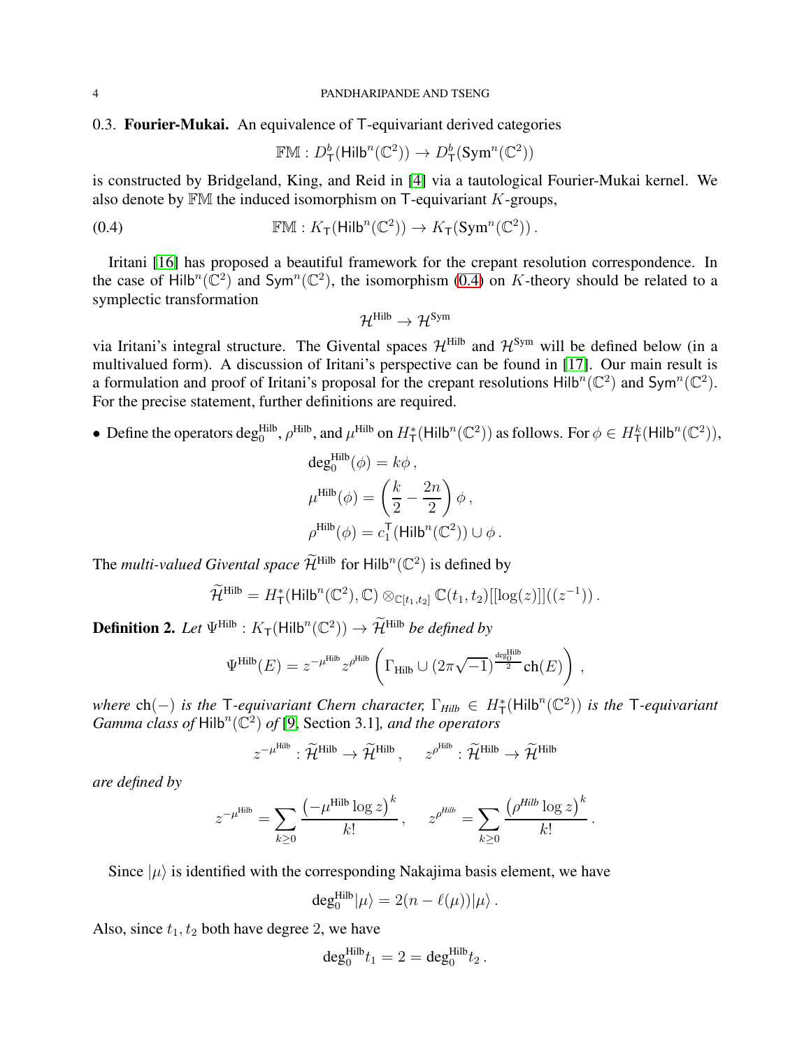## 0.3. Fourier-Mukai.

**Fourier-Mukai.** An equivalence of $\mathsf{T}$-equivariant derived categories

$$\mathbb{FM} : D^b_{\mathsf{T}}(\mathsf{Hilb}^n(\mathbb{C}^2)) \to D^b_{\mathsf{T}}(\mathsf{Sym}^n(\mathbb{C}^2))$$

is constructed by Bridgeland, King, and Reid in [4] via a tautological Fourier-Mukai kernel. We also denote by $\mathbb{FM}$ the induced isomorphism on $\mathsf{T}$-equivariant $K$-groups,

$$\mathbb{FM} : K_{\mathsf{T}}(\mathsf{Hilb}^n(\mathbb{C}^2)) \to K_{\mathsf{T}}(\mathsf{Sym}^n(\mathbb{C}^2)) \,. \tag{0.4}$$

Iritani [16] has proposed a beautiful framework for the crepant resolution correspondence. In the case of $\mathsf{Hilb}^n(\mathbb{C}^2)$ and $\mathsf{Sym}^n(\mathbb{C}^2)$, the isomorphism (0.4) on $K$-theory should be related to a symplectic transformation

$$\mathcal{H}^{\text{Hilb}} \to \mathcal{H}^{\text{Sym}}$$

via Iritani's integral structure. The Givental spaces $\mathcal{H}^{\text{Hilb}}$ and $\mathcal{H}^{\text{Sym}}$ will be defined below (in a multivalued form). A discussion of Iritani's perspective can be found in [17]. Our main result is a formulation and proof of Iritani's proposal for the crepant resolutions $\mathsf{Hilb}^n(\mathbb{C}^2)$ and $\mathsf{Sym}^n(\mathbb{C}^2)$. For the precise statement, further definitions are required.

- Define the operators $\deg_0^{\text{Hilb}}$, $\rho^{\text{Hilb}}$, and $\mu^{\text{Hilb}}$ on $H^*_{\mathsf{T}}(\mathsf{Hilb}^n(\mathbb{C}^2))$ as follows. For $\phi \in H^k_{\mathsf{T}}(\mathsf{Hilb}^n(\mathbb{C}^2))$,

$$\deg_0^{\text{Hilb}}(\phi) = k\phi \,,$$
$$\mu^{\text{Hilb}}(\phi) = \left(\frac{k}{2} - \frac{2n}{2}\right)\phi \,,$$
$$\rho^{\text{Hilb}}(\phi) = c_1^{\mathsf{T}}(\mathsf{Hilb}^n(\mathbb{C}^2)) \cup \phi \,.$$

The *multi-valued Givental space* $\widetilde{\mathcal{H}}^{\text{Hilb}}$ for $\mathsf{Hilb}^n(\mathbb{C}^2)$ is defined by

$$\widetilde{\mathcal{H}}^{\text{Hilb}} = H^*_{\mathsf{T}}(\mathsf{Hilb}^n(\mathbb{C}^2), \mathbb{C}) \otimes_{\mathbb{C}[t_1,t_2]} \mathbb{C}(t_1,t_2)[[\log(z)]]((z^{-1})) \,.$$

**Definition 2.** *Let* $\Psi^{\text{Hilb}} : K_{\mathsf{T}}(\mathsf{Hilb}^n(\mathbb{C}^2)) \to \widetilde{\mathcal{H}}^{\text{Hilb}}$ *be defined by*

$$\Psi^{\text{Hilb}}(E) = z^{-\mu^{\text{Hilb}}} z^{\rho^{\text{Hilb}}} \left( \Gamma_{\text{Hilb}} \cup (2\pi\sqrt{-1})^{\frac{\deg_0^{\text{Hilb}}}{2}} \text{ch}(E) \right) ,$$

*where* $\text{ch}(-)$ *is the* $\mathsf{T}$*-equivariant Chern character,* $\Gamma_{\textit{Hilb}} \in H^*_{\mathsf{T}}(\mathsf{Hilb}^n(\mathbb{C}^2))$ *is the* $\mathsf{T}$*-equivariant Gamma class of* $\mathsf{Hilb}^n(\mathbb{C}^2)$ *of* [9, Section 3.1]*, and the operators*

$$z^{-\mu^{\text{Hilb}}} : \widetilde{\mathcal{H}}^{\text{Hilb}} \to \widetilde{\mathcal{H}}^{\text{Hilb}} \,, \quad z^{\rho^{\text{Hilb}}} : \widetilde{\mathcal{H}}^{\text{Hilb}} \to \widetilde{\mathcal{H}}^{\text{Hilb}}$$

*are defined by*

$$z^{-\mu^{\text{Hilb}}} = \sum_{k \geq 0} \frac{\left(-\mu^{\text{Hilb}} \log z\right)^k}{k!} \,, \quad z^{\rho^{\textit{Hilb}}} = \sum_{k \geq 0} \frac{\left(\rho^{\textit{Hilb}} \log z\right)^k}{k!} \,.$$

Since $|\mu\rangle$ is identified with the corresponding Nakajima basis element, we have

$$\deg_0^{\text{Hilb}} |\mu\rangle = 2(n - \ell(\mu))|\mu\rangle \,.$$

Also, since $t_1, t_2$ both have degree 2, we have

$$\deg_0^{\text{Hilb}} t_1 = 2 = \deg_0^{\text{Hilb}} t_2 \,.$$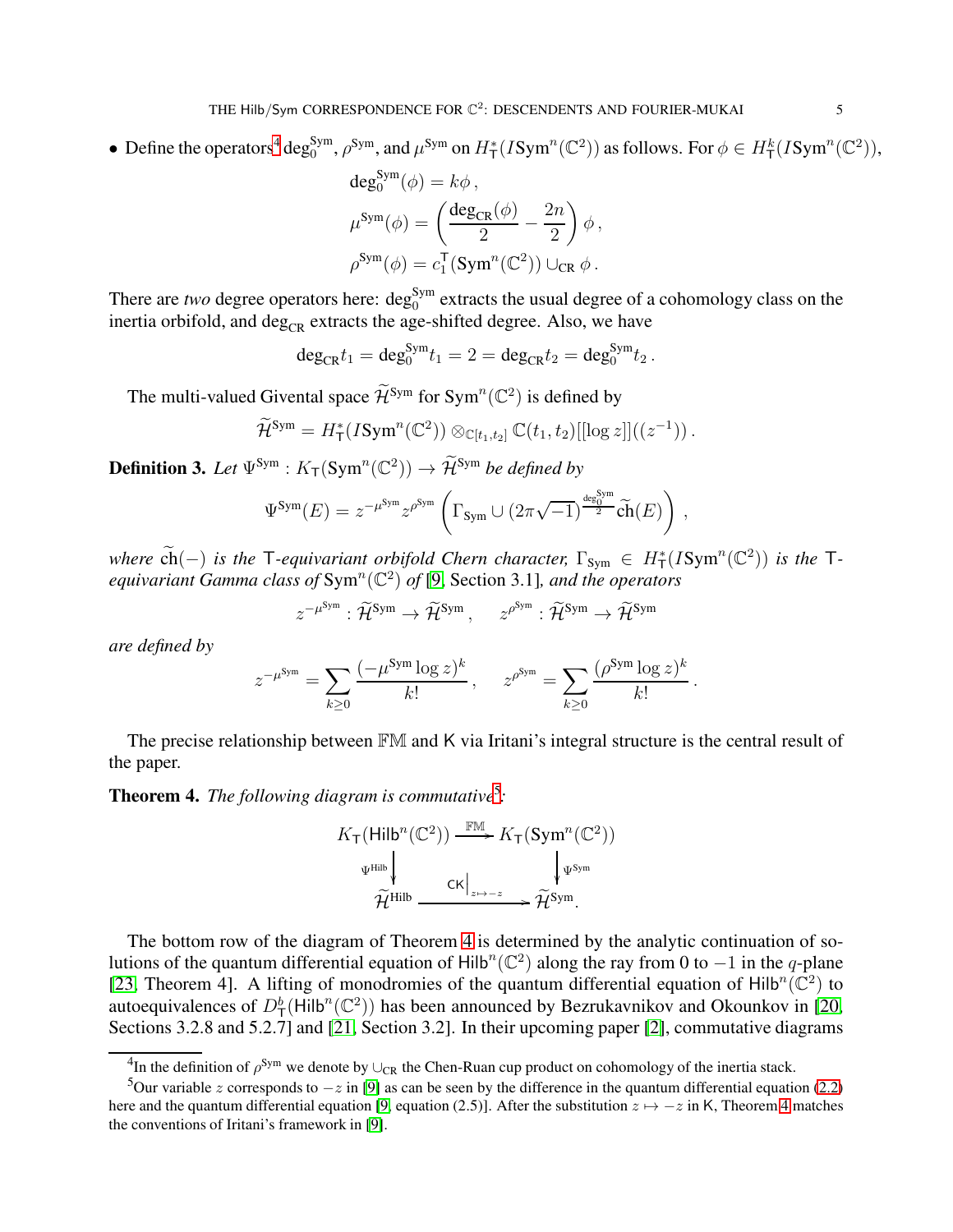- Define the operators[4] $\deg_0^{\mathrm{Sym}}$, $\rho^{\mathrm{Sym}}$, and $\mu^{\mathrm{Sym}}$ on $H^*_{\mathsf{T}}(I\mathrm{Sym}^n(\mathbb{C}^2))$ as follows. For $\phi \in H^k_{\mathsf{T}}(I\mathrm{Sym}^n(\mathbb{C}^2))$,

$$\deg_0^{\mathrm{Sym}}(\phi) = k\phi\,,$$
$$\mu^{\mathrm{Sym}}(\phi) = \left(\frac{\deg_{\mathrm{CR}}(\phi)}{2} - \frac{2n}{2}\right)\phi\,,$$
$$\rho^{\mathrm{Sym}}(\phi) = c_1^{\mathsf{T}}(\mathrm{Sym}^n(\mathbb{C}^2)) \cup_{\mathrm{CR}} \phi\,.$$

There are *two* degree operators here: $\deg_0^{\mathrm{Sym}}$ extracts the usual degree of a cohomology class on the inertia orbifold, and $\deg_{\mathrm{CR}}$ extracts the age-shifted degree. Also, we have

$$\deg_{\mathrm{CR}} t_1 = \deg_0^{\mathrm{Sym}} t_1 = 2 = \deg_{\mathrm{CR}} t_2 = \deg_0^{\mathrm{Sym}} t_2\,.$$

The multi-valued Givental space $\widetilde{\mathcal{H}}^{\mathrm{Sym}}$ for $\mathrm{Sym}^n(\mathbb{C}^2)$ is defined by

$$\widetilde{\mathcal{H}}^{\mathrm{Sym}} = H^*_{\mathsf{T}}(I\mathrm{Sym}^n(\mathbb{C}^2)) \otimes_{\mathbb{C}[t_1,t_2]} \mathbb{C}(t_1,t_2)[[\log z]]((z^{-1}))\,.$$

**Definition 3.** *Let $\Psi^{\mathrm{Sym}} : K_{\mathsf{T}}(\mathrm{Sym}^n(\mathbb{C}^2)) \to \widetilde{\mathcal{H}}^{\mathrm{Sym}}$ be defined by*

$$\Psi^{\mathrm{Sym}}(E) = z^{-\mu^{\mathrm{Sym}}} z^{\rho^{\mathrm{Sym}}} \left(\Gamma_{\mathrm{Sym}} \cup (2\pi\sqrt{-1})^{\frac{\deg_0^{\mathrm{Sym}}}{2}} \widetilde{\mathrm{ch}}(E)\right)\,,$$

*where $\widetilde{\mathrm{ch}}(-)$ is the $\mathsf{T}$-equivariant orbifold Chern character, $\Gamma_{\mathrm{Sym}} \in H^*_{\mathsf{T}}(I\mathrm{Sym}^n(\mathbb{C}^2))$ is the $\mathsf{T}$-equivariant Gamma class of $\mathrm{Sym}^n(\mathbb{C}^2)$ of [9, Section 3.1], and the operators*

$$z^{-\mu^{\mathrm{Sym}}} : \widetilde{\mathcal{H}}^{\mathrm{Sym}} \to \widetilde{\mathcal{H}}^{\mathrm{Sym}}\,, \qquad z^{\rho^{\mathrm{Sym}}} : \widetilde{\mathcal{H}}^{\mathrm{Sym}} \to \widetilde{\mathcal{H}}^{\mathrm{Sym}}$$

*are defined by*

$$z^{-\mu^{\mathrm{Sym}}} = \sum_{k\geq 0} \frac{(-\mu^{\mathrm{Sym}} \log z)^k}{k!}\,, \qquad z^{\rho^{\mathrm{Sym}}} = \sum_{k \geq 0} \frac{(\rho^{\mathrm{Sym}} \log z)^k}{k!}\,.$$

The precise relationship between $\mathbb{FM}$ and $\mathsf{K}$ via Iritani's integral structure is the central result of the paper.

**Theorem 4.** *The following diagram is commutative*[5]*:*

$$\begin{array}{ccc}
K_{\mathsf{T}}(\mathsf{Hilb}^n(\mathbb{C}^2)) & \xrightarrow{\mathbb{FM}} & K_{\mathsf{T}}(\mathrm{Sym}^n(\mathbb{C}^2)) \\
\Big\downarrow{\scriptstyle \Psi^{\mathsf{Hilb}}} & & \Big\downarrow{\scriptstyle \Psi^{\mathrm{Sym}}} \\
\widetilde{\mathcal{H}}^{\mathsf{Hilb}} & \xrightarrow{\mathsf{K}\big|_{z\mapsto -z}} & \widetilde{\mathcal{H}}^{\mathrm{Sym}}.
\end{array}$$

The bottom row of the diagram of Theorem 4 is determined by the analytic continuation of solutions of the quantum differential equation of $\mathsf{Hilb}^n(\mathbb{C}^2)$ along the ray from $0$ to $-1$ in the $q$-plane [23, Theorem 4]. A lifting of monodromies of the quantum differential equation of $\mathsf{Hilb}^n(\mathbb{C}^2)$ to autoequivalences of $D^b_{\mathsf{T}}(\mathsf{Hilb}^n(\mathbb{C}^2))$ has been announced by Bezrukavnikov and Okounkov in [20, Sections 3.2.8 and 5.2.7] and [21, Section 3.2]. In their upcoming paper [2], commutative diagrams

---

[4] In the definition of $\rho^{\mathrm{Sym}}$ we denote by $\cup_{\mathrm{CR}}$ the Chen-Ruan cup product on cohomology of the inertia stack.

[5] Our variable $z$ corresponds to $-z$ in [9] as can be seen by the difference in the quantum differential equation (2.2) here and the quantum differential equation [9, equation (2.5)]. After the substitution $z \mapsto -z$ in $\mathsf{K}$, Theorem 4 matches the conventions of Iritani's framework in [9].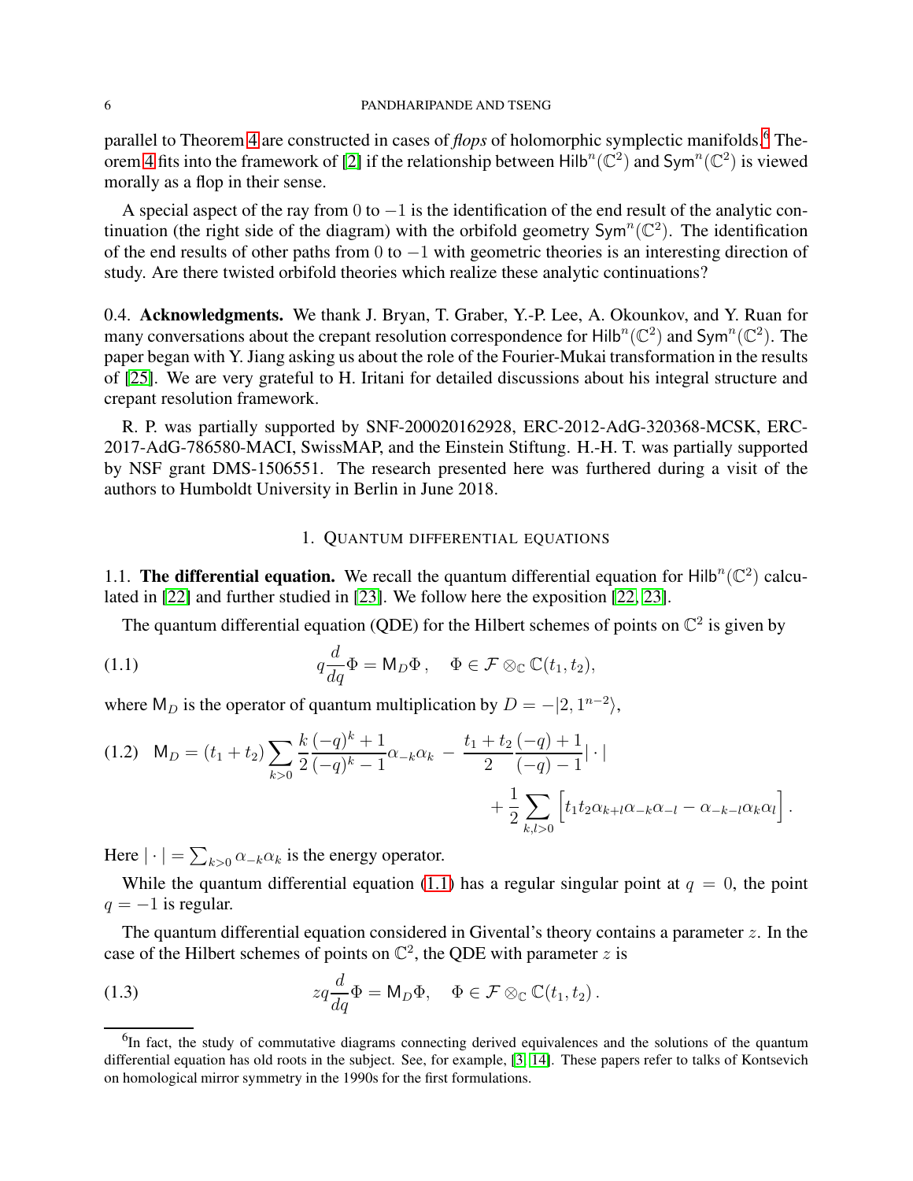parallel to Theorem 4 are constructed in cases of *flops* of holomorphic symplectic manifolds.[6] Theorem 4 fits into the framework of [2] if the relationship between $\mathsf{Hilb}^n(\mathbb{C}^2)$ and $\mathsf{Sym}^n(\mathbb{C}^2)$ is viewed morally as a flop in their sense.

A special aspect of the ray from $0$ to $-1$ is the identification of the end result of the analytic continuation (the right side of the diagram) with the orbifold geometry $\mathsf{Sym}^n(\mathbb{C}^2)$. The identification of the end results of other paths from $0$ to $-1$ with geometric theories is an interesting direction of study. Are there twisted orbifold theories which realize these analytic continuations?

0.4. **Acknowledgments.** We thank J. Bryan, T. Graber, Y.-P. Lee, A. Okounkov, and Y. Ruan for many conversations about the crepant resolution correspondence for $\mathsf{Hilb}^n(\mathbb{C}^2)$ and $\mathsf{Sym}^n(\mathbb{C}^2)$. The paper began with Y. Jiang asking us about the role of the Fourier-Mukai transformation in the results of [25]. We are very grateful to H. Iritani for detailed discussions about his integral structure and crepant resolution framework.

R. P. was partially supported by SNF-200020162928, ERC-2012-AdG-320368-MCSK, ERC-2017-AdG-786580-MACI, SwissMAP, and the Einstein Stiftung. H.-H. T. was partially supported by NSF grant DMS-1506551. The research presented here was furthered during a visit of the authors to Humboldt University in Berlin in June 2018.

## 1. Quantum differential equations

1.1. **The differential equation.** We recall the quantum differential equation for $\mathsf{Hilb}^n(\mathbb{C}^2)$ calculated in [22] and further studied in [23]. We follow here the exposition [22, 23].

The quantum differential equation (QDE) for the Hilbert schemes of points on $\mathbb{C}^2$ is given by

$$q\frac{d}{dq}\Phi = \mathsf{M}_D\Phi\,, \quad \Phi \in \mathcal{F}\otimes_{\mathbb{C}}\mathbb{C}(t_1,t_2), \tag{1.1}$$

where $\mathsf{M}_D$ is the operator of quantum multiplication by $D = -|2,1^{n-2}\rangle$,

$$\mathsf{M}_D = (t_1+t_2)\sum_{k>0}\frac{k}{2}\frac{(-q)^k+1}{(-q)^k-1}\alpha_{-k}\alpha_k \; - \; \frac{t_1+t_2}{2}\frac{(-q)+1}{(-q)-1}|\cdot| \\ + \frac{1}{2}\sum_{k,l>0}\Big[t_1t_2\alpha_{k+l}\alpha_{-k}\alpha_{-l} - \alpha_{-k-l}\alpha_k\alpha_l\Big]\,. \tag{1.2}$$

Here $|\cdot| = \sum_{k>0}\alpha_{-k}\alpha_k$ is the energy operator.

While the quantum differential equation (1.1) has a regular singular point at $q=0$, the point $q=-1$ is regular.

The quantum differential equation considered in Givental's theory contains a parameter $z$. In the case of the Hilbert schemes of points on $\mathbb{C}^2$, the QDE with parameter $z$ is

$$zq\frac{d}{dq}\Phi = \mathsf{M}_D\Phi, \quad \Phi \in \mathcal{F}\otimes_{\mathbb{C}}\mathbb{C}(t_1,t_2)\,. \tag{1.3}$$

[6] In fact, the study of commutative diagrams connecting derived equivalences and the solutions of the quantum differential equation has old roots in the subject. See, for example, [3, 14]. These papers refer to talks of Kontsevich on homological mirror symmetry in the 1990s for the first formulations.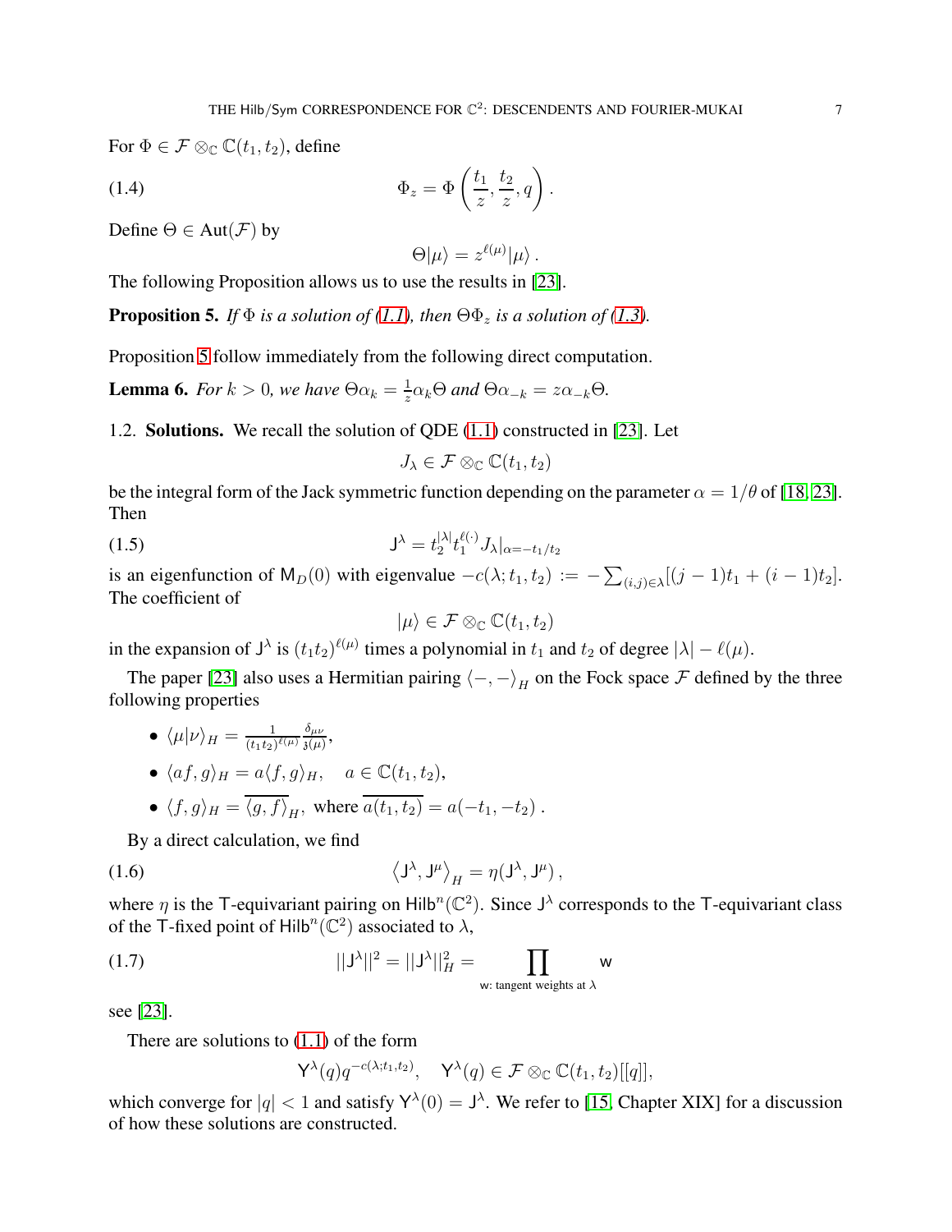For $\Phi \in \mathcal{F} \otimes_{\mathbb{C}} \mathbb{C}(t_1, t_2)$, define

$$\Phi_z = \Phi\left(\frac{t_1}{z}, \frac{t_2}{z}, q\right). \tag{1.4}$$

Define $\Theta \in \mathrm{Aut}(\mathcal{F})$ by

$$\Theta|\mu\rangle = z^{\ell(\mu)}|\mu\rangle\,.$$

The following Proposition allows us to use the results in [23].

**Proposition 5.** *If $\Phi$ is a solution of (1.1), then $\Theta\Phi_z$ is a solution of (1.3).*

Proposition 5 follow immediately from the following direct computation.

**Lemma 6.** *For $k > 0$, we have $\Theta\alpha_k = \frac{1}{z}\alpha_k\Theta$ and $\Theta\alpha_{-k} = z\alpha_{-k}\Theta$.*

### 1.2. Solutions.

We recall the solution of QDE (1.1) constructed in [23]. Let

$$J_\lambda \in \mathcal{F} \otimes_{\mathbb{C}} \mathbb{C}(t_1, t_2)$$

be the integral form of the Jack symmetric function depending on the parameter $\alpha = 1/\theta$ of [18, 23]. Then

$$\mathsf{J}^\lambda = t_2^{|\lambda|} t_1^{\ell(\cdot)} J_\lambda|_{\alpha=-t_1/t_2} \tag{1.5}$$

is an eigenfunction of $\mathsf{M}_D(0)$ with eigenvalue $-c(\lambda; t_1, t_2) := -\sum_{(i,j)\in\lambda}[(j-1)t_1 + (i-1)t_2]$. The coefficient of

$$|\mu\rangle \in \mathcal{F} \otimes_{\mathbb{C}} \mathbb{C}(t_1, t_2)$$

in the expansion of $\mathsf{J}^\lambda$ is $(t_1t_2)^{\ell(\mu)}$ times a polynomial in $t_1$ and $t_2$ of degree $|\lambda| - \ell(\mu)$.

The paper [23] also uses a Hermitian pairing $\langle -, - \rangle_H$ on the Fock space $\mathcal{F}$ defined by the three following properties

- $\langle \mu | \nu \rangle_H = \frac{1}{(t_1t_2)^{\ell(\mu)}} \frac{\delta_{\mu\nu}}{\mathfrak{z}(\mu)}$,
- $\langle af, g \rangle_H = a\langle f, g \rangle_H, \quad a \in \mathbb{C}(t_1, t_2)$,
- $\langle f, g \rangle_H = \overline{\langle g, f \rangle_H}$, where $\overline{a(t_1, t_2)} = a(-t_1, -t_2)$.

By a direct calculation, we find

$$\left\langle \mathsf{J}^\lambda, \mathsf{J}^\mu \right\rangle_H = \eta(\mathsf{J}^\lambda, \mathsf{J}^\mu)\,, \tag{1.6}$$

where $\eta$ is the $\mathsf{T}$-equivariant pairing on $\mathrm{Hilb}^n(\mathbb{C}^2)$. Since $\mathsf{J}^\lambda$ corresponds to the $\mathsf{T}$-equivariant class of the $\mathsf{T}$-fixed point of $\mathrm{Hilb}^n(\mathbb{C}^2)$ associated to $\lambda$,

$$||\mathsf{J}^\lambda||^2 = ||\mathsf{J}^\lambda||_H^2 = \prod_{\mathsf{w}\text{: tangent weights at } \lambda} \mathsf{w} \tag{1.7}$$

see [23].

There are solutions to (1.1) of the form

$$\mathsf{Y}^\lambda(q) q^{-c(\lambda; t_1, t_2)}, \quad \mathsf{Y}^\lambda(q) \in \mathcal{F} \otimes_{\mathbb{C}} \mathbb{C}(t_1, t_2)[[q]],$$

which converge for $|q| < 1$ and satisfy $\mathsf{Y}^\lambda(0) = \mathsf{J}^\lambda$. We refer to [15, Chapter XIX] for a discussion of how these solutions are constructed.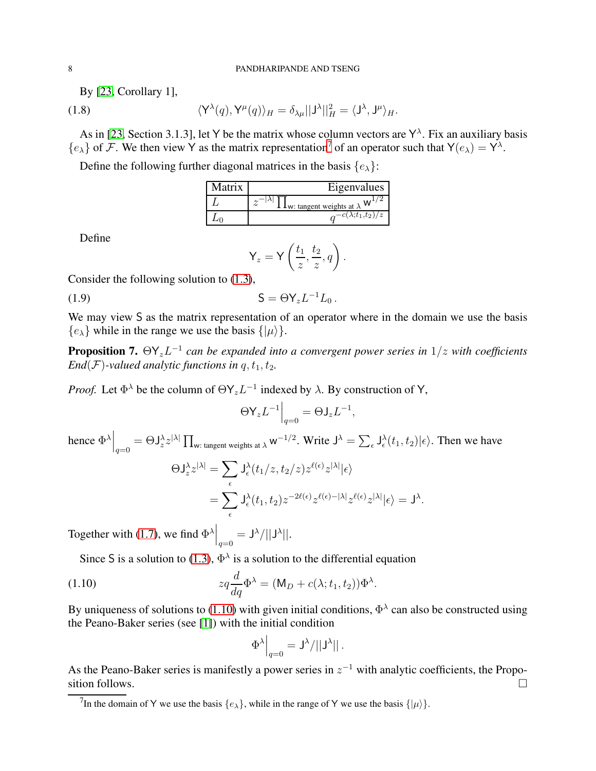By [23, Corollary 1],

$$\langle \mathsf{Y}^\lambda(q), \mathsf{Y}^\mu(q)\rangle_H = \delta_{\lambda\mu}||\mathsf{J}^\lambda||_H^2 = \langle \mathsf{J}^\lambda, \mathsf{J}^\mu\rangle_H. \tag{1.8}$$

As in [23, Section 3.1.3], let $\mathsf{Y}$ be the matrix whose column vectors are $\mathsf{Y}^\lambda$. Fix an auxiliary basis $\{e_\lambda\}$ of $\mathcal{F}$. We then view $\mathsf{Y}$ as the matrix representation[7] of an operator such that $\mathsf{Y}(e_\lambda) = \mathsf{Y}^\lambda$.

Define the following further diagonal matrices in the basis $\{e_\lambda\}$:

| Matrix | Eigenvalues |
| --- | --- |
| $L$ | $z^{-\lvert\lambda\rvert}\prod_{\mathsf{w}:\text{ tangent weights at }\lambda}\mathsf{w}^{1/2}$ |
| $L_0$ | $q^{-c(\lambda;t_1,t_2)/z}$ |

Define

$$\mathsf{Y}_z = \mathsf{Y}\left(\frac{t_1}{z}, \frac{t_2}{z}, q\right).$$

Consider the following solution to (1.3),

$$\mathsf{S} = \Theta\mathsf{Y}_z L^{-1} L_0\,. \tag{1.9}$$

We may view $\mathsf{S}$ as the matrix representation of an operator where in the domain we use the basis $\{e_\lambda\}$ while in the range we use the basis $\{|\mu\rangle\}$.

**Proposition 7.** *$\Theta\mathsf{Y}_z L^{-1}$ can be expanded into a convergent power series in $1/z$ with coefficients End$(\mathcal{F})$-valued analytic functions in $q, t_1, t_2$.*

*Proof.* Let $\Phi^\lambda$ be the column of $\Theta\mathsf{Y}_z L^{-1}$ indexed by $\lambda$. By construction of $\mathsf{Y}$,

$$\Theta\mathsf{Y}_z L^{-1}\Big|_{q=0} = \Theta\mathsf{J}_z L^{-1},$$

hence $\Phi^\lambda\Big|_{q=0} = \Theta\mathsf{J}_z^\lambda z^{|\lambda|}\prod_{\mathsf{w}:\text{ tangent weights at }\lambda}\mathsf{w}^{-1/2}$. Write $\mathsf{J}^\lambda = \sum_\epsilon \mathsf{J}_\epsilon^\lambda(t_1,t_2)|\epsilon\rangle$. Then we have

$$\begin{aligned}
\Theta\mathsf{J}_z^\lambda z^{|\lambda|} &= \sum_\epsilon \mathsf{J}_\epsilon^\lambda(t_1/z, t_2/z) z^{\ell(\epsilon)} z^{|\lambda|}|\epsilon\rangle \\
&= \sum_\epsilon \mathsf{J}_\epsilon^\lambda(t_1,t_2) z^{-2\ell(\epsilon)} z^{\ell(\epsilon)-|\lambda|} z^{\ell(\epsilon)} z^{|\lambda|}|\epsilon\rangle = \mathsf{J}^\lambda.
\end{aligned}$$

Together with (1.7), we find $\Phi^\lambda\Big|_{q=0} = \mathsf{J}^\lambda/||\mathsf{J}^\lambda||$.

Since $\mathsf{S}$ is a solution to (1.3), $\Phi^\lambda$ is a solution to the differential equation

$$zq\frac{d}{dq}\Phi^\lambda = (\mathsf{M}_D + c(\lambda;t_1,t_2))\Phi^\lambda. \tag{1.10}$$

By uniqueness of solutions to (1.10) with given initial conditions, $\Phi^\lambda$ can also be constructed using the Peano-Baker series (see [1]) with the initial condition

$$\Phi^\lambda\Big|_{q=0} = \mathsf{J}^\lambda/||\mathsf{J}^\lambda||\,.$$

As the Peano-Baker series is manifestly a power series in $z^{-1}$ with analytic coefficients, the Proposition follows. $\square$

[7] In the domain of $\mathsf{Y}$ we use the basis $\{e_\lambda\}$, while in the range of $\mathsf{Y}$ we use the basis $\{|\mu\rangle\}$.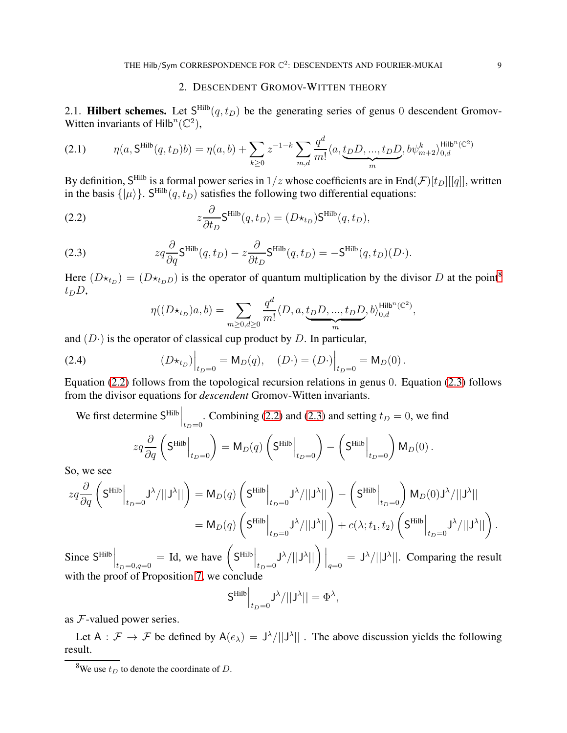## 2. Descendent Gromov-Witten theory

**2.1. Hilbert schemes.** Let $\mathsf{S}^{\text{Hilb}}(q, t_D)$ be the generating series of genus $0$ descendent Gromov-Witten invariants of $\mathsf{Hilb}^n(\mathbb{C}^2)$,

$$\eta(a, \mathsf{S}^{\text{Hilb}}(q,t_D)b) = \eta(a,b) + \sum_{k\geq 0} z^{-1-k} \sum_{m,d} \frac{q^d}{m!} \langle a, \underbrace{t_D D, ..., t_D D}_{m}, b\psi^k_{m+2}\rangle_{0,d}^{\mathsf{Hilb}^n(\mathbb{C}^2)} \tag{2.1}$$

By definition, $\mathsf{S}^{\text{Hilb}}$ is a formal power series in $1/z$ whose coefficients are in $\text{End}(\mathcal{F})[t_D][[q]]$, written in the basis $\{|\mu\rangle\}$. $\mathsf{S}^{\text{Hilb}}(q,t_D)$ satisfies the following two differential equations:

$$z\frac{\partial}{\partial t_D}\mathsf{S}^{\text{Hilb}}(q,t_D) = (D\star_{t_D})\mathsf{S}^{\text{Hilb}}(q,t_D), \tag{2.2}$$

$$zq\frac{\partial}{\partial q}\mathsf{S}^{\text{Hilb}}(q,t_D) - z\frac{\partial}{\partial t_D}\mathsf{S}^{\text{Hilb}}(q,t_D) = -\mathsf{S}^{\text{Hilb}}(q,t_D)(D\cdot). \tag{2.3}$$

Here $(D\star_{t_D}) = (D\star_{t_D D})$ is the operator of quantum multiplication by the divisor $D$ at the point[8] $t_D D$,

$$\eta((D\star_{t_D})a, b) = \sum_{m\geq 0, d\geq 0} \frac{q^d}{m!}\langle D, a, \underbrace{t_D D, ..., t_D D}_{m}, b\rangle_{0,d}^{\mathsf{Hilb}^n(\mathbb{C}^2)},$$

and $(D\cdot)$ is the operator of classical cup product by $D$. In particular,

$$(D\star_{t_D})\Big|_{t_D=0} = \mathsf{M}_D(q), \quad (D\cdot) = (D\cdot)\Big|_{t_D=0} = \mathsf{M}_D(0)\,. \tag{2.4}$$

Equation (2.2) follows from the topological recursion relations in genus $0$. Equation (2.3) follows from the divisor equations for *descendent* Gromov-Witten invariants.

We first determine $\mathsf{S}^{\text{Hilb}}\Big|_{t_D=0}$. Combining (2.2) and (2.3) and setting $t_D = 0$, we find

$$zq\frac{\partial}{\partial q}\left(\mathsf{S}^{\text{Hilb}}\Big|_{t_D=0}\right) = \mathsf{M}_D(q)\left(\mathsf{S}^{\text{Hilb}}\Big|_{t_D=0}\right) - \left(\mathsf{S}^{\text{Hilb}}\Big|_{t_D=0}\right)\mathsf{M}_D(0)\,.$$

So, we see

$$\begin{aligned}
zq\frac{\partial}{\partial q}\left(\mathsf{S}^{\text{Hilb}}\Big|_{t_D=0}\mathsf{J}^\lambda/||\mathsf{J}^\lambda||\right) &= \mathsf{M}_D(q)\left(\mathsf{S}^{\text{Hilb}}\Big|_{t_D=0}\mathsf{J}^\lambda/||\mathsf{J}^\lambda||\right) - \left(\mathsf{S}^{\text{Hilb}}\Big|_{t_D=0}\right)\mathsf{M}_D(0)\mathsf{J}^\lambda/||\mathsf{J}^\lambda|| \\
&= \mathsf{M}_D(q)\left(\mathsf{S}^{\text{Hilb}}\Big|_{t_D=0}\mathsf{J}^\lambda/||\mathsf{J}^\lambda||\right) + c(\lambda;t_1,t_2)\left(\mathsf{S}^{\text{Hilb}}\Big|_{t_D=0}\mathsf{J}^\lambda/||\mathsf{J}^\lambda||\right).
\end{aligned}$$

Since $\mathsf{S}^{\text{Hilb}}\Big|_{t_D=0,q=0} = \text{Id}$, we have $\left(\mathsf{S}^{\text{Hilb}}\Big|_{t_D=0}\mathsf{J}^\lambda/||\mathsf{J}^\lambda||\right)\Big|_{q=0} = \mathsf{J}^\lambda/||\mathsf{J}^\lambda||$. Comparing the result with the proof of Proposition 7, we conclude

$$\mathsf{S}^{\text{Hilb}}\Big|_{t_D=0}\mathsf{J}^\lambda/||\mathsf{J}^\lambda|| = \Phi^\lambda,$$

as $\mathcal{F}$-valued power series.

Let $\mathsf{A} : \mathcal{F} \to \mathcal{F}$ be defined by $\mathsf{A}(e_\lambda) = \mathsf{J}^\lambda/||\mathsf{J}^\lambda||$ . The above discussion yields the following result.

[8] We use $t_D$ to denote the coordinate of $D$.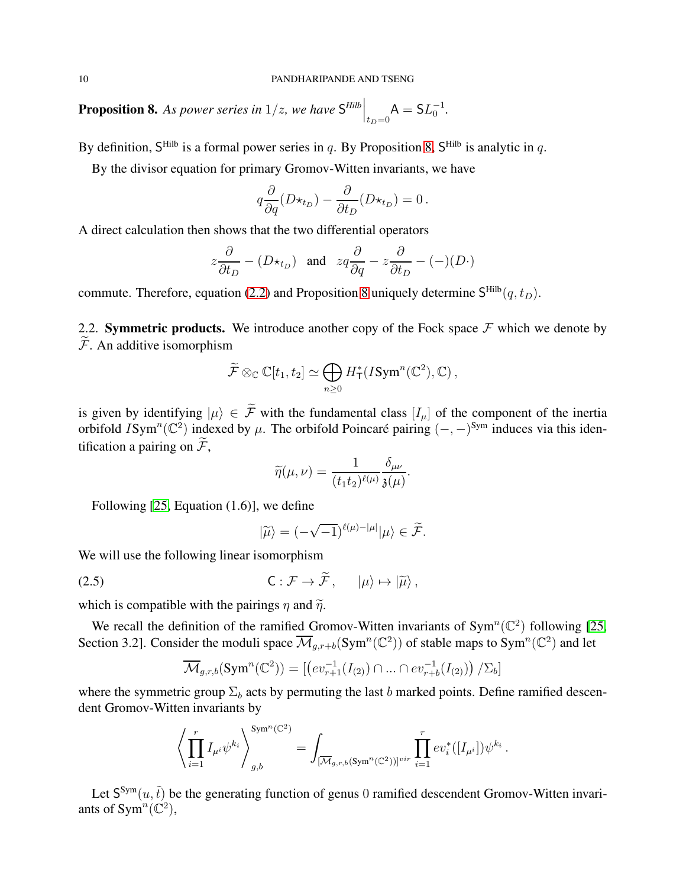**Proposition 8.** *As power series in $1/z$, we have $\mathsf{S}^{Hilb}\Big|_{t_D=0}\mathsf{A} = \mathsf{S}L_0^{-1}$.*

By definition, $\mathsf{S}^{\mathrm{Hilb}}$ is a formal power series in $q$. By Proposition 8, $\mathsf{S}^{\mathrm{Hilb}}$ is analytic in $q$.

By the divisor equation for primary Gromov-Witten invariants, we have

$$q\frac{\partial}{\partial q}(D\star_{t_D}) - \frac{\partial}{\partial t_D}(D\star_{t_D}) = 0\,.$$

A direct calculation then shows that the two differential operators

$$z\frac{\partial}{\partial t_D} - (D\star_{t_D}) \quad \text{and} \quad zq\frac{\partial}{\partial q} - z\frac{\partial}{\partial t_D} - (-)(D\cdot)$$

commute. Therefore, equation (2.2) and Proposition 8 uniquely determine $\mathsf{S}^{\mathrm{Hilb}}(q, t_D)$.

2.2. **Symmetric products.** We introduce another copy of the Fock space $\mathcal{F}$ which we denote by $\widetilde{\mathcal{F}}$. An additive isomorphism

$$\widetilde{\mathcal{F}} \otimes_{\mathbb{C}} \mathbb{C}[t_1, t_2] \simeq \bigoplus_{n\geq 0} H^*_{\mathsf{T}}(I\mathrm{Sym}^n(\mathbb{C}^2), \mathbb{C})\,,$$

is given by identifying $|\mu\rangle \in \widetilde{\mathcal{F}}$ with the fundamental class $[I_\mu]$ of the component of the inertia orbifold $I\mathrm{Sym}^n(\mathbb{C}^2)$ indexed by $\mu$. The orbifold Poincaré pairing $(-,-)^{\mathrm{Sym}}$ induces via this identification a pairing on $\widetilde{\mathcal{F}}$,

$$\widetilde{\eta}(\mu,\nu) = \frac{1}{(t_1t_2)^{\ell(\mu)}}\frac{\delta_{\mu\nu}}{\mathfrak{z}(\mu)}.$$

Following [25, Equation (1.6)], we define

$$|\widetilde{\mu}\rangle = (-\sqrt{-1})^{\ell(\mu)-|\mu|}|\mu\rangle \in \widetilde{\mathcal{F}}.$$

We will use the following linear isomorphism

$$\mathsf{C} : \mathcal{F} \to \widetilde{\mathcal{F}}\,, \qquad |\mu\rangle \mapsto |\widetilde{\mu}\rangle\,, \tag{2.5}$$

which is compatible with the pairings $\eta$ and $\widetilde{\eta}$.

We recall the definition of the ramified Gromov-Witten invariants of $\mathrm{Sym}^n(\mathbb{C}^2)$ following [25, Section 3.2]. Consider the moduli space $\overline{\mathcal{M}}_{g,r+b}(\mathrm{Sym}^n(\mathbb{C}^2))$ of stable maps to $\mathrm{Sym}^n(\mathbb{C}^2)$ and let

$$\overline{\mathcal{M}}_{g,r,b}(\mathrm{Sym}^n(\mathbb{C}^2)) = \left[\left(ev_{r+1}^{-1}(I_{(2)}) \cap \ldots \cap ev_{r+b}^{-1}(I_{(2)})\right)/\Sigma_b\right]$$

where the symmetric group $\Sigma_b$ acts by permuting the last $b$ marked points. Define ramified descendent Gromov-Witten invariants by

$$\left\langle \prod_{i=1}^r I_{\mu^i}\psi^{k_i}\right\rangle_{g,b}^{\mathrm{Sym}^n(\mathbb{C}^2)} = \int_{[\overline{\mathcal{M}}_{g,r,b}(\mathrm{Sym}^n(\mathbb{C}^2))]^{vir}} \prod_{i=1}^r ev_i^*([I_{\mu^i}])\psi^{k_i}\,.$$

Let $\mathsf{S}^{\mathrm{Sym}}(u,\tilde{t})$ be the generating function of genus $0$ ramified descendent Gromov-Witten invariants of $\mathrm{Sym}^n(\mathbb{C}^2)$,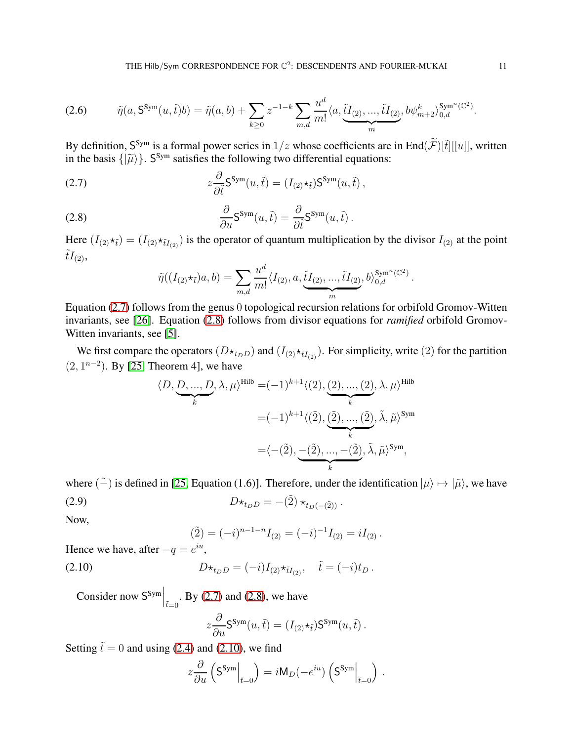$$\tilde{\eta}(a, \mathsf{S}^{\mathrm{Sym}}(u, \tilde{t})b) = \tilde{\eta}(a, b) + \sum_{k \geq 0} z^{-1-k} \sum_{m,d} \frac{u^d}{m!} \langle a, \underbrace{\tilde{t}I_{(2)}, ..., \tilde{t}I_{(2)}}_{m}, b\psi^k_{m+2} \rangle^{\mathrm{Sym}^n(\mathbb{C}^2)}_{0,d}. \tag{2.6}$$

By definition, $\mathsf{S}^{\mathrm{Sym}}$ is a formal power series in $1/z$ whose coefficients are in $\mathrm{End}(\widetilde{\mathcal{F}})[\tilde{t}][[u]]$, written in the basis $\{|\widetilde{\mu}\rangle\}$. $\mathsf{S}^{\mathrm{Sym}}$ satisfies the following two differential equations:

$$z\frac{\partial}{\partial \tilde{t}}\mathsf{S}^{\mathrm{Sym}}(u, \tilde{t}) = (I_{(2)} \star_{\tilde{t}})\mathsf{S}^{\mathrm{Sym}}(u, \tilde{t}), \tag{2.7}$$

$$\frac{\partial}{\partial u}\mathsf{S}^{\mathrm{Sym}}(u, \tilde{t}) = \frac{\partial}{\partial \tilde{t}}\mathsf{S}^{\mathrm{Sym}}(u, \tilde{t}). \tag{2.8}$$

Here $(I_{(2)} \star_{\tilde{t}}) = (I_{(2)} \star_{\tilde{t}I_{(2)}})$ is the operator of quantum multiplication by the divisor $I_{(2)}$ at the point $\tilde{t}I_{(2)}$,

$$\tilde{\eta}((I_{(2)} \star_{\tilde{t}})a, b) = \sum_{m,d} \frac{u^d}{m!} \langle I_{(2)}, a, \underbrace{\tilde{t}I_{(2)}, ..., \tilde{t}I_{(2)}}_{m}, b \rangle^{\mathrm{Sym}^n(\mathbb{C}^2)}_{0,d}.$$

Equation (2.7) follows from the genus 0 topological recursion relations for orbifold Gromov-Witten invariants, see [26]. Equation (2.8) follows from divisor equations for *ramified* orbifold Gromov-Witten invariants, see [5].

We first compare the operators $(D \star_{t_D D})$ and $(I_{(2)} \star_{\tilde{t}I_{(2)}})$. For simplicity, write $(2)$ for the partition $(2, 1^{n-2})$. By [25, Theorem 4], we have

$$\begin{aligned}
\langle D, \underbrace{D, ..., D}_{k}, \lambda, \mu \rangle^{\mathrm{Hilb}} &= (-1)^{k+1} \langle (2), \underbrace{(2), ..., (2)}_{k}, \lambda, \mu \rangle^{\mathrm{Hilb}} \\
&= (-1)^{k+1} \langle (\tilde{2}), \underbrace{(\tilde{2}), ..., (\tilde{2})}_{k}, \tilde{\lambda}, \tilde{\mu} \rangle^{\mathrm{Sym}} \\
&= \langle -(\tilde{2}), \underbrace{-(\tilde{2}), ..., -(\tilde{2})}_{k}, \tilde{\lambda}, \tilde{\mu} \rangle^{\mathrm{Sym}},
\end{aligned}$$

where $(\tilde{-})$ is defined in [25, Equation (1.6)]. Therefore, under the identification $|\mu\rangle \mapsto |\tilde{\mu}\rangle$, we have

$$D \star_{t_D D} = -(\tilde{2}) \star_{t_D(-(\tilde{2}))}. \tag{2.9}$$

Now,

$$(\tilde{2}) = (-i)^{n-1-n} I_{(2)} = (-i)^{-1} I_{(2)} = iI_{(2)}.$$

Hence we have, after $-q = e^{iu}$,

$$D \star_{t_D D} = (-i) I_{(2)} \star_{\tilde{t}I_{(2)}}, \quad \tilde{t} = (-i)t_D. \tag{2.10}$$

Consider now $\mathsf{S}^{\mathrm{Sym}}\Big|_{\tilde{t}=0}$. By (2.7) and (2.8), we have

$$z\frac{\partial}{\partial u}\mathsf{S}^{\mathrm{Sym}}(u, \tilde{t}) = (I_{(2)} \star_{\tilde{t}})\mathsf{S}^{\mathrm{Sym}}(u, \tilde{t}).$$

Setting $\tilde{t} = 0$ and using (2.4) and (2.10), we find

$$z\frac{\partial}{\partial u}\left(\mathsf{S}^{\mathrm{Sym}}\Big|_{\tilde{t}=0}\right) = i\mathsf{M}_D(-e^{iu})\left(\mathsf{S}^{\mathrm{Sym}}\Big|_{\tilde{t}=0}\right).$$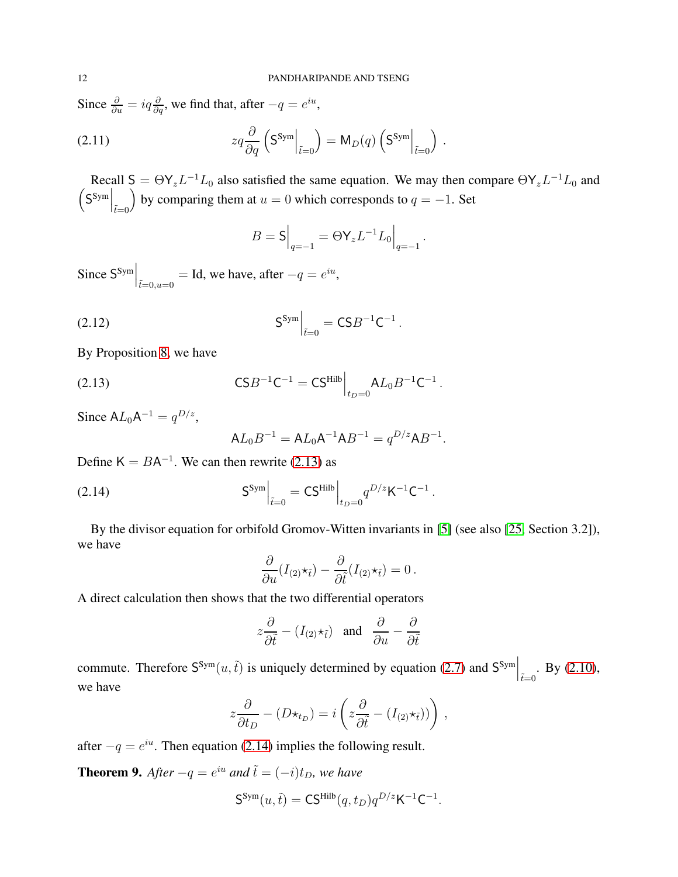Since $\frac{\partial}{\partial u} = iq\frac{\partial}{\partial q}$, we find that, after $-q = e^{iu}$,

$$
zq\frac{\partial}{\partial q}\left(\mathsf{S}^{\mathrm{Sym}}\Big|_{\tilde{t}=0}\right) = \mathsf{M}_D(q)\left(\mathsf{S}^{\mathrm{Sym}}\Big|_{\tilde{t}=0}\right). \tag{2.11}
$$

Recall $\mathsf{S} = \Theta \mathsf{Y}_z L^{-1} L_0$ also satisfied the same equation. We may then compare $\Theta \mathsf{Y}_z L^{-1} L_0$ and $\left(\mathsf{S}^{\mathrm{Sym}}\Big|_{\tilde{t}=0}\right)$ by comparing them at $u = 0$ which corresponds to $q = -1$. Set

$$
B = \mathsf{S}\Big|_{q=-1} = \Theta \mathsf{Y}_z L^{-1} L_0\Big|_{q=-1}.
$$

Since $\mathsf{S}^{\mathrm{Sym}}\Big|_{\tilde{t}=0, u=0} = \mathrm{Id}$, we have, after $-q = e^{iu}$,

$$
\mathsf{S}^{\mathrm{Sym}}\Big|_{\tilde{t}=0} = \mathsf{C}\mathsf{S}B^{-1}\mathsf{C}^{-1}. \tag{2.12}
$$

By Proposition 8, we have

$$
\mathsf{C}\mathsf{S}B^{-1}\mathsf{C}^{-1} = \mathsf{C}\mathsf{S}^{\mathrm{Hilb}}\Big|_{t_D=0}\mathsf{A}L_0 B^{-1}\mathsf{C}^{-1}. \tag{2.13}
$$

Since $\mathsf{A}L_0\mathsf{A}^{-1} = q^{D/z}$,

$$
\mathsf{A}L_0 B^{-1} = \mathsf{A}L_0\mathsf{A}^{-1}\mathsf{A}B^{-1} = q^{D/z}\mathsf{A}B^{-1}.
$$

Define $\mathsf{K} = B\mathsf{A}^{-1}$. We can then rewrite (2.13) as

$$
\mathsf{S}^{\mathrm{Sym}}\Big|_{\tilde{t}=0} = \mathsf{C}\mathsf{S}^{\mathrm{Hilb}}\Big|_{t_D=0} q^{D/z}\mathsf{K}^{-1}\mathsf{C}^{-1}. \tag{2.14}
$$

By the divisor equation for orbifold Gromov-Witten invariants in [5] (see also [25, Section 3.2]), we have

$$
\frac{\partial}{\partial u}(I_{(2)}\star_{\tilde{t}}) - \frac{\partial}{\partial \tilde{t}}(I_{(2)}\star_{\tilde{t}}) = 0.
$$

A direct calculation then shows that the two differential operators

$$
z\frac{\partial}{\partial \tilde{t}} - (I_{(2)}\star_{\tilde{t}}) \quad \text{and} \quad \frac{\partial}{\partial u} - \frac{\partial}{\partial \tilde{t}}
$$

commute. Therefore $\mathsf{S}^{\mathrm{Sym}}(u, \tilde{t})$ is uniquely determined by equation (2.7) and $\mathsf{S}^{\mathrm{Sym}}\Big|_{\tilde{t}=0}$. By (2.10), we have

$$
z\frac{\partial}{\partial t_D} - (D\star_{t_D}) = i\left(z\frac{\partial}{\partial \tilde{t}} - (I_{(2)}\star_{\tilde{t}})\right),
$$

after $-q = e^{iu}$. Then equation (2.14) implies the following result.

**Theorem 9.** *After $-q = e^{iu}$ and $\tilde{t} = (-i)t_D$, we have*

$$
\mathsf{S}^{\mathrm{Sym}}(u, \tilde{t}) = \mathsf{C}\mathsf{S}^{\mathrm{Hilb}}(q, t_D)q^{D/z}\mathsf{K}^{-1}\mathsf{C}^{-1}.
$$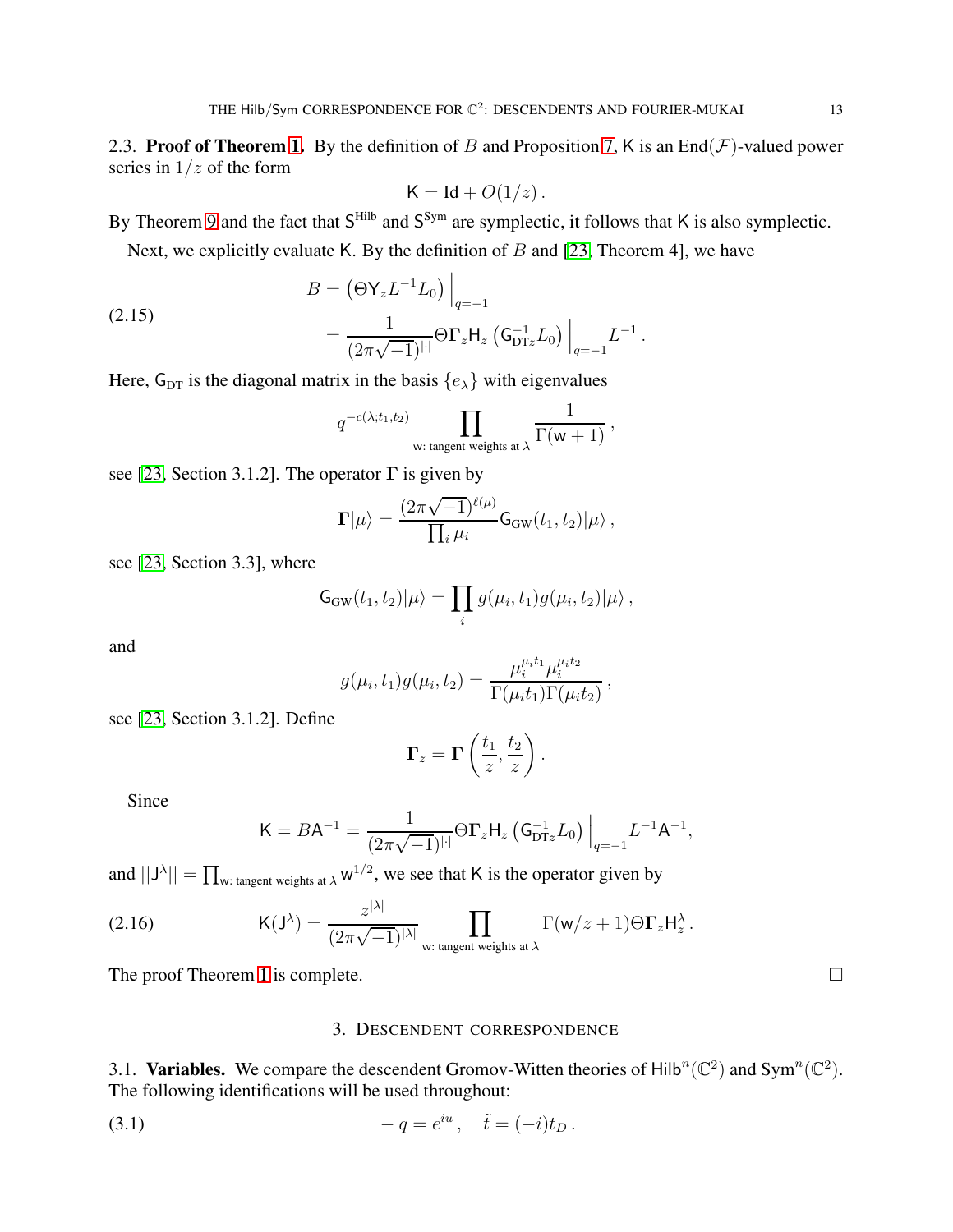**2.3. Proof of Theorem 1.** By the definition of $B$ and Proposition 7, $\mathsf{K}$ is an $\mathrm{End}(\mathcal{F})$-valued power series in $1/z$ of the form

$$\mathsf{K} = \mathrm{Id} + O(1/z)\,.$$

By Theorem 9 and the fact that $\mathsf{S}^{\text{Hilb}}$ and $\mathsf{S}^{\text{Sym}}$ are symplectic, it follows that $\mathsf{K}$ is also symplectic.

Next, we explicitly evaluate $\mathsf{K}$. By the definition of $B$ and [23, Theorem 4], we have

$$\begin{aligned} B &= \left(\Theta \mathsf{Y}_z L^{-1} L_0\right)\Big|_{q=-1} \\ &= \frac{1}{(2\pi\sqrt{-1})^{|\cdot|}} \Theta \mathbf{\Gamma}_z \mathsf{H}_z \left(\mathsf{G}_{\mathrm{DT}z}^{-1} L_0\right)\Big|_{q=-1} L^{-1}\,. \end{aligned} \tag{2.15}$$

Here, $\mathsf{G}_{\mathrm{DT}}$ is the diagonal matrix in the basis $\{e_\lambda\}$ with eigenvalues

$$q^{-c(\lambda;t_1,t_2)} \prod_{\mathsf{w}:\text{ tangent weights at }\lambda} \frac{1}{\Gamma(\mathsf{w}+1)}\,,$$

see [23, Section 3.1.2]. The operator $\mathbf{\Gamma}$ is given by

$$\mathbf{\Gamma}|\mu\rangle = \frac{(2\pi\sqrt{-1})^{\ell(\mu)}}{\prod_i \mu_i} \mathsf{G}_{\mathrm{GW}}(t_1,t_2)|\mu\rangle\,,$$

see [23, Section 3.3], where

$$\mathsf{G}_{\mathrm{GW}}(t_1,t_2)|\mu\rangle = \prod_i g(\mu_i,t_1) g(\mu_i,t_2)|\mu\rangle\,,$$

and

$$g(\mu_i,t_1)g(\mu_i,t_2) = \frac{\mu_i^{\mu_i t_1}\mu_i^{\mu_i t_2}}{\Gamma(\mu_i t_1)\Gamma(\mu_i t_2)}\,,$$

see [23, Section 3.1.2]. Define

$$\mathbf{\Gamma}_z = \mathbf{\Gamma}\left(\frac{t_1}{z},\frac{t_2}{z}\right).$$

Since

$$\mathsf{K} = B\mathsf{A}^{-1} = \frac{1}{(2\pi\sqrt{-1})^{|\cdot|}} \Theta \mathbf{\Gamma}_z \mathsf{H}_z \left(\mathsf{G}_{\mathrm{DT}z}^{-1} L_0\right)\Big|_{q=-1} L^{-1}\mathsf{A}^{-1},$$

and $||\mathsf{J}^\lambda|| = \prod_{\mathsf{w}:\text{ tangent weights at }\lambda} \mathsf{w}^{1/2}$, we see that $\mathsf{K}$ is the operator given by

$$\mathsf{K}(\mathsf{J}^\lambda) = \frac{z^{|\lambda|}}{(2\pi\sqrt{-1})^{|\lambda|}} \prod_{\mathsf{w}:\text{ tangent weights at }\lambda} \Gamma(\mathsf{w}/z+1)\Theta\mathbf{\Gamma}_z \mathsf{H}_z^\lambda\,. \tag{2.16}$$

The proof Theorem 1 is complete. $\square$

## 3. Descendent correspondence

**3.1. Variables.** We compare the descendent Gromov-Witten theories of $\mathsf{Hilb}^n(\mathbb{C}^2)$ and $\mathsf{Sym}^n(\mathbb{C}^2)$. The following identifications will be used throughout:

$$-q = e^{iu}\,, \quad \tilde{t} = (-i)t_D\,. \tag{3.1}$$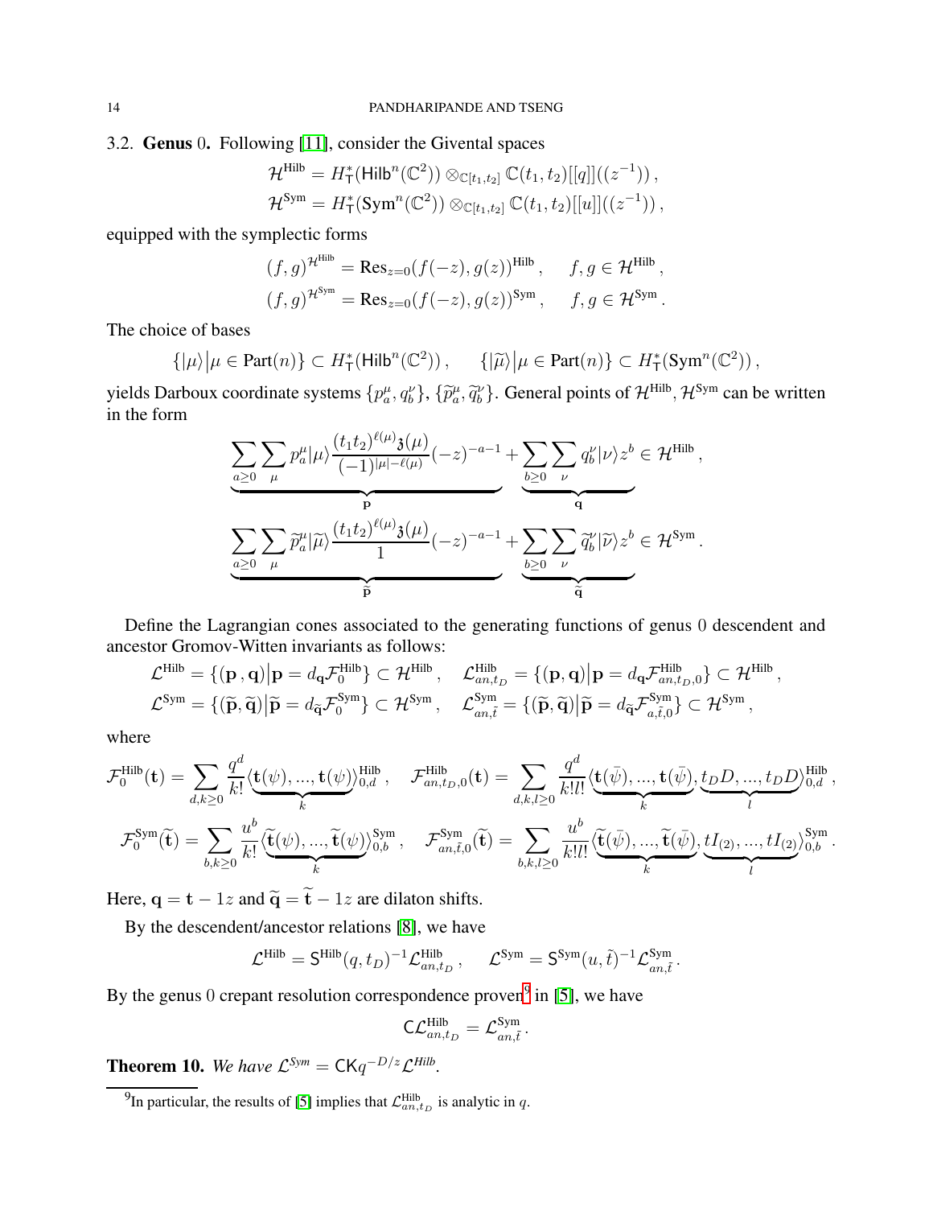### 3.2. Genus 0.

Following [11], consider the Givental spaces

$$\mathcal{H}^{\text{Hilb}} = H^*_{\mathsf{T}}(\mathsf{Hilb}^n(\mathbb{C}^2)) \otimes_{\mathbb{C}[t_1,t_2]} \mathbb{C}(t_1,t_2)[[q]]((z^{-1}))\,,$$
$$\mathcal{H}^{\text{Sym}} = H^*_{\mathsf{T}}(\text{Sym}^n(\mathbb{C}^2)) \otimes_{\mathbb{C}[t_1,t_2]} \mathbb{C}(t_1,t_2)[[u]]((z^{-1}))\,,$$

equipped with the symplectic forms

$$(f,g)^{\mathcal{H}^{\text{Hilb}}} = \text{Res}_{z=0}(f(-z), g(z))^{\text{Hilb}}\,, \quad f,g \in \mathcal{H}^{\text{Hilb}}\,,$$
$$(f,g)^{\mathcal{H}^{\text{Sym}}} = \text{Res}_{z=0}(f(-z), g(z))^{\text{Sym}}\,, \quad f,g \in \mathcal{H}^{\text{Sym}}\,.$$

The choice of bases

$$\{|\mu\rangle \big| \mu \in \text{Part}(n)\} \subset H^*_{\mathsf{T}}(\mathsf{Hilb}^n(\mathbb{C}^2))\,, \qquad \{|\widetilde{\mu}\rangle \big| \mu \in \text{Part}(n)\} \subset H^*_{\mathsf{T}}(\text{Sym}^n(\mathbb{C}^2))\,,$$

yields Darboux coordinate systems $\{p^\mu_a, q^\nu_b\}$, $\{\widetilde{p}^\mu_a, \widetilde{q}^\nu_b\}$. General points of $\mathcal{H}^{\text{Hilb}}, \mathcal{H}^{\text{Sym}}$ can be written in the form

$$\underbrace{\sum_{a\geq 0}\sum_{\mu} p^\mu_a |\mu\rangle \frac{(t_1t_2)^{\ell(\mu)}\mathfrak{z}(\mu)}{(-1)^{|\mu|-\ell(\mu)}}(-z)^{-a-1}}_{\mathbf{p}} + \underbrace{\sum_{b\geq 0}\sum_{\nu} q^\nu_b |\nu\rangle z^b}_{\mathbf{q}} \in \mathcal{H}^{\text{Hilb}}\,,$$

$$\underbrace{\sum_{a\geq 0}\sum_{\mu} \widetilde{p}^\mu_a |\widetilde{\mu}\rangle \frac{(t_1t_2)^{\ell(\mu)}\mathfrak{z}(\mu)}{1}(-z)^{-a-1}}_{\widetilde{\mathbf{p}}} + \underbrace{\sum_{b\geq 0}\sum_{\nu} \widetilde{q}^\nu_b |\widetilde{\nu}\rangle z^b}_{\widetilde{\mathbf{q}}} \in \mathcal{H}^{\text{Sym}}\,.$$

Define the Lagrangian cones associated to the generating functions of genus 0 descendent and ancestor Gromov-Witten invariants as follows:

$$\mathcal{L}^{\text{Hilb}} = \{(\mathbf{p}\,,\mathbf{q})\big|\mathbf{p} = d_{\mathbf{q}}\mathcal{F}^{\text{Hilb}}_0\} \subset \mathcal{H}^{\text{Hilb}}\,, \quad \mathcal{L}^{\text{Hilb}}_{an,t_D} = \{(\mathbf{p},\mathbf{q})\big|\mathbf{p} = d_{\mathbf{q}}\mathcal{F}^{\text{Hilb}}_{an,t_D,0}\} \subset \mathcal{H}^{\text{Hilb}}\,,$$
$$\mathcal{L}^{\text{Sym}} = \{(\widetilde{\mathbf{p}},\widetilde{\mathbf{q}})\big|\widetilde{\mathbf{p}} = d_{\widetilde{\mathbf{q}}}\mathcal{F}^{\text{Sym}}_0\} \subset \mathcal{H}^{\text{Sym}}\,, \quad \mathcal{L}^{\text{Sym}}_{an,\tilde{t}} = \{(\widetilde{\mathbf{p}},\widetilde{\mathbf{q}})\big|\widetilde{\mathbf{p}} = d_{\widetilde{\mathbf{q}}}\mathcal{F}^{\text{Sym}}_{a,\tilde{t},0}\} \subset \mathcal{H}^{\text{Sym}}\,,$$

where

$$\mathcal{F}^{\text{Hilb}}_0(\mathbf{t}) = \sum_{d,k\geq 0}\frac{q^d}{k!}\langle\underbrace{\mathbf{t}(\psi),...,\mathbf{t}(\psi)}_{k}\rangle^{\text{Hilb}}_{0,d}\,, \quad \mathcal{F}^{\text{Hilb}}_{an,t_D,0}(\mathbf{t}) = \sum_{d,k,l\geq 0}\frac{q^d}{k!l!}\langle\underbrace{\mathbf{t}(\bar{\psi}),...,\mathbf{t}(\bar{\psi})}_{k},\underbrace{t_DD,...,t_DD}_{l}\rangle^{\text{Hilb}}_{0,d}\,,$$

$$\mathcal{F}^{\text{Sym}}_0(\widetilde{\mathbf{t}}) = \sum_{b,k\geq 0}\frac{u^b}{k!}\langle\underbrace{\widetilde{\mathbf{t}}(\psi),...,\widetilde{\mathbf{t}}(\psi)}_{k}\rangle^{\text{Sym}}_{0,b}\,, \quad \mathcal{F}^{\text{Sym}}_{an,\tilde{t},0}(\widetilde{\mathbf{t}}) = \sum_{b,k,l\geq 0}\frac{u^b}{k!l!}\langle\underbrace{\widetilde{\mathbf{t}}(\bar{\psi}),...,\widetilde{\mathbf{t}}(\bar{\psi})}_{k},\underbrace{tI_{(2)},...,tI_{(2)}}_{l}\rangle^{\text{Sym}}_{0,b}\,.$$

Here, $\mathbf{q} = \mathbf{t} - 1z$ and $\widetilde{\mathbf{q}} = \widetilde{\mathbf{t}} - 1z$ are dilaton shifts.

By the descendent/ancestor relations [8], we have

$$\mathcal{L}^{\text{Hilb}} = \mathsf{S}^{\text{Hilb}}(q,t_D)^{-1}\mathcal{L}^{\text{Hilb}}_{an,t_D}\,, \quad \mathcal{L}^{\text{Sym}} = \mathsf{S}^{\text{Sym}}(u,\tilde{t})^{-1}\mathcal{L}^{\text{Sym}}_{an,\tilde{t}}\,.$$

By the genus 0 crepant resolution correspondence proven[9] in [5], we have

$$\mathsf{C}\mathcal{L}^{\text{Hilb}}_{an,t_D} = \mathcal{L}^{\text{Sym}}_{an,\tilde{t}}\,.$$

**Theorem 10.** *We have* $\mathcal{L}^{Sym} = \mathsf{C}\mathsf{K}q^{-D/z}\mathcal{L}^{Hilb}$.

[9] In particular, the results of [5] implies that $\mathcal{L}^{\text{Hilb}}_{an,t_D}$ is analytic in $q$.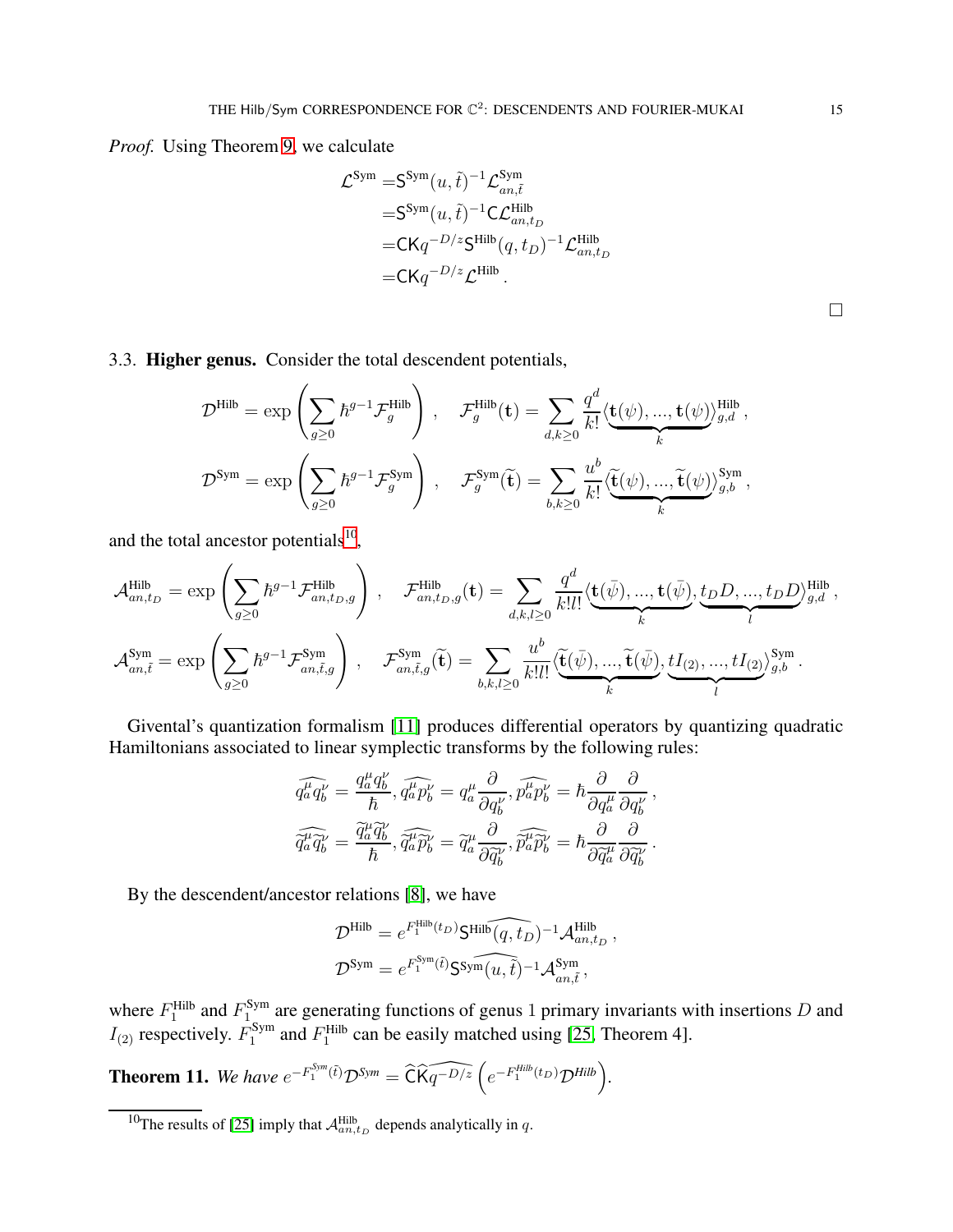*Proof.* Using Theorem 9, we calculate

$$
\begin{aligned}
\mathcal{L}^{\mathrm{Sym}} =& \mathsf{S}^{\mathrm{Sym}}(u,\tilde{t})^{-1}\mathcal{L}^{\mathrm{Sym}}_{an,\tilde{t}} \\
=& \mathsf{S}^{\mathrm{Sym}}(u,\tilde{t})^{-1}\mathsf{C}\mathcal{L}^{\mathrm{Hilb}}_{an,t_D} \\
=& \mathsf{C}\mathsf{K}q^{-D/z}\mathsf{S}^{\mathrm{Hilb}}(q,t_D)^{-1}\mathcal{L}^{\mathrm{Hilb}}_{an,t_D} \\
=& \mathsf{C}\mathsf{K}q^{-D/z}\mathcal{L}^{\mathrm{Hilb}}\,.
\end{aligned}
$$

□

### 3.3. Higher genus.

Consider the total descendent potentials,

$$
\mathcal{D}^{\mathrm{Hilb}} = \exp\left(\sum_{g\geq 0}\hbar^{g-1}\mathcal{F}^{\mathrm{Hilb}}_g\right)\,,\quad \mathcal{F}^{\mathrm{Hilb}}_g(\mathbf{t}) = \sum_{d,k\geq 0}\frac{q^d}{k!}\langle\underbrace{\mathbf{t}(\psi),\ldots,\mathbf{t}(\psi)}_{k}\rangle^{\mathrm{Hilb}}_{g,d}\,,
$$

$$
\mathcal{D}^{\mathrm{Sym}} = \exp\left(\sum_{g\geq 0}\hbar^{g-1}\mathcal{F}^{\mathrm{Sym}}_g\right)\,,\quad \mathcal{F}^{\mathrm{Sym}}_g(\widetilde{\mathbf{t}}) = \sum_{b,k\geq 0}\frac{u^b}{k!}\langle\underbrace{\widetilde{\mathbf{t}}(\psi),\ldots,\widetilde{\mathbf{t}}(\psi)}_{k}\rangle^{\mathrm{Sym}}_{g,b}\,,
$$

and the total ancestor potentials[10],

$$
\mathcal{A}^{\mathrm{Hilb}}_{an,t_D} = \exp\left(\sum_{g\geq 0}\hbar^{g-1}\mathcal{F}^{\mathrm{Hilb}}_{an,t_D,g}\right)\,,\quad \mathcal{F}^{\mathrm{Hilb}}_{an,t_D,g}(\mathbf{t}) = \sum_{d,k,l\geq 0}\frac{q^d}{k!l!}\langle\underbrace{\mathbf{t}(\bar{\psi}),\ldots,\mathbf{t}(\bar{\psi})}_{k},\underbrace{t_D D,\ldots,t_D D}_{l}\rangle^{\mathrm{Hilb}}_{g,d}\,,
$$

$$
\mathcal{A}^{\mathrm{Sym}}_{an,\tilde{t}} = \exp\left(\sum_{g\geq 0}\hbar^{g-1}\mathcal{F}^{\mathrm{Sym}}_{an,\tilde{t},g}\right)\,,\quad \mathcal{F}^{\mathrm{Sym}}_{an,\tilde{t},g}(\widetilde{\mathbf{t}}) = \sum_{b,k,l\geq 0}\frac{u^b}{k!l!}\langle\underbrace{\widetilde{\mathbf{t}}(\bar{\psi}),\ldots,\widetilde{\mathbf{t}}(\bar{\psi})}_{k},\underbrace{tI_{(2)},\ldots,tI_{(2)}}_{l}\rangle^{\mathrm{Sym}}_{g,b}\,.
$$

Givental's quantization formalism [11] produces differential operators by quantizing quadratic Hamiltonians associated to linear symplectic transforms by the following rules:

$$
\widehat{q^\mu_a q^\nu_b} = \frac{q^\mu_a q^\nu_b}{\hbar},\ \widehat{q^\mu_a p^\nu_b} = q^\mu_a\frac{\partial}{\partial q^\nu_b},\ \widehat{p^\mu_a p^\nu_b} = \hbar\frac{\partial}{\partial q^\mu_a}\frac{\partial}{\partial q^\nu_b}\,,
$$

$$
\widehat{\widetilde{q}^\mu_a \widetilde{q}^\nu_b} = \frac{\widetilde{q}^\mu_a \widetilde{q}^\nu_b}{\hbar},\ \widehat{\widetilde{q}^\mu_a \widetilde{p}^\nu_b} = \widetilde{q}^\mu_a\frac{\partial}{\partial \widetilde{q}^\nu_b},\ \widehat{\widetilde{p}^\mu_a \widetilde{p}^\nu_b} = \hbar\frac{\partial}{\partial \widetilde{q}^\mu_a}\frac{\partial}{\partial \widetilde{q}^\nu_b}\,.
$$

By the descendent/ancestor relations [8], we have

$$
\mathcal{D}^{\mathrm{Hilb}} = e^{F^{\mathrm{Hilb}}_1(t_D)}\widehat{\mathsf{S}^{\mathrm{Hilb}}(q,t_D)}^{-1}\mathcal{A}^{\mathrm{Hilb}}_{an,t_D}\,,
$$

$$
\mathcal{D}^{\mathrm{Sym}} = e^{F^{\mathrm{Sym}}_1(\tilde{t})}\widehat{\mathsf{S}^{\mathrm{Sym}}(u,\tilde{t})}^{-1}\mathcal{A}^{\mathrm{Sym}}_{an,\tilde{t}}\,,
$$

where $F^{\mathrm{Hilb}}_1$ and $F^{\mathrm{Sym}}_1$ are generating functions of genus 1 primary invariants with insertions $D$ and $I_{(2)}$ respectively. $F^{\mathrm{Sym}}_1$ and $F^{\mathrm{Hilb}}_1$ can be easily matched using [25, Theorem 4].

**Theorem 11.** *We have* $e^{-F^{\mathrm{Sym}}_1(\tilde{t})}\mathcal{D}^{\mathrm{Sym}} = \widehat{\mathsf{C}}\widehat{\mathsf{K}q^{-D/z}}\left(e^{-F^{\mathrm{Hilb}}_1(t_D)}\mathcal{D}^{\mathrm{Hilb}}\right)$.

[10] The results of [25] imply that $\mathcal{A}^{\mathrm{Hilb}}_{an,t_D}$ depends analytically in $q$.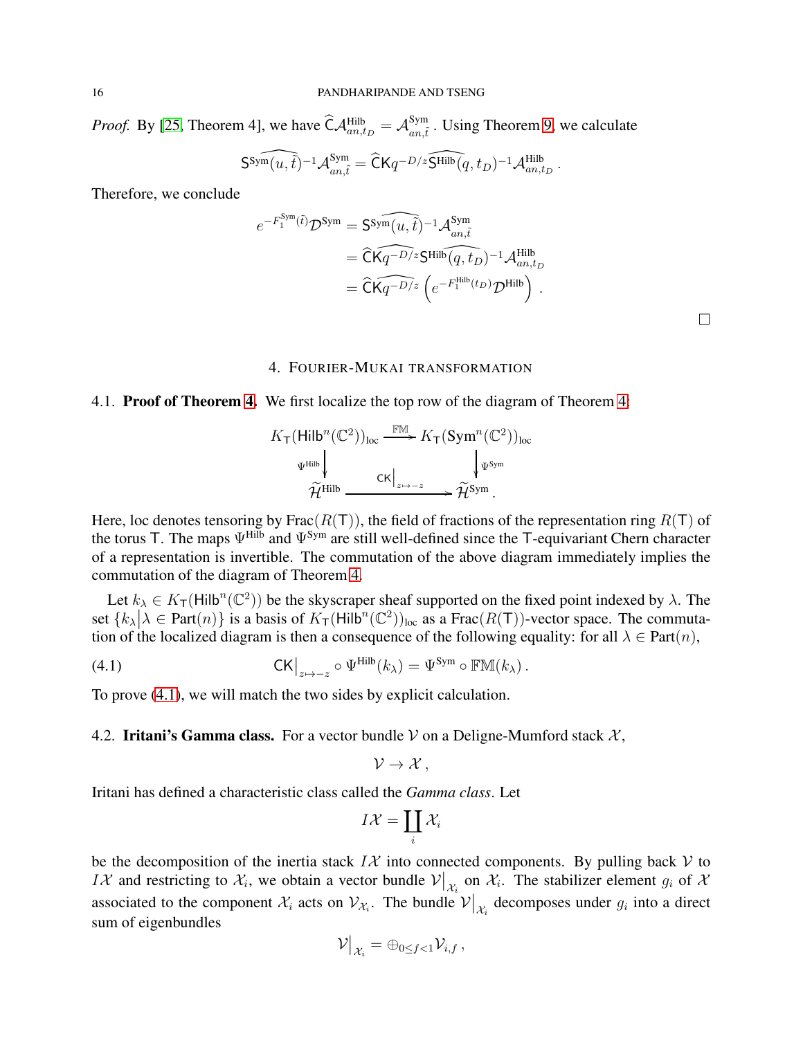*Proof.* By [25, Theorem 4], we have $\widehat{\mathsf{C}}\mathcal{A}^{\mathrm{Hilb}}_{an,t_D} = \mathcal{A}^{\mathrm{Sym}}_{an,\tilde{t}}$. Using Theorem 9, we calculate

$$\mathsf{S}^{\mathrm{Sym}}\widehat{(u,\tilde{t})}^{-1}\mathcal{A}^{\mathrm{Sym}}_{an,\tilde{t}} = \widehat{\mathsf{C}}\mathsf{K}q^{-D/z}\widehat{\mathsf{S}^{\mathrm{Hilb}}(q,t_D)}^{-1}\mathcal{A}^{\mathrm{Hilb}}_{an,t_D}\,.$$

Therefore, we conclude

$$\begin{aligned}
e^{-F_1^{\mathrm{Sym}}(\tilde{t})}\mathcal{D}^{\mathrm{Sym}} &= \mathsf{S}^{\mathrm{Sym}}\widehat{(u,\tilde{t})}^{-1}\mathcal{A}^{\mathrm{Sym}}_{an,\tilde{t}} \\
&= \widehat{\mathsf{C}}\widehat{\mathsf{K}q^{-D/z}}\widehat{\mathsf{S}^{\mathrm{Hilb}}(q,t_D)}^{-1}\mathcal{A}^{\mathrm{Hilb}}_{an,t_D} \\
&= \widehat{\mathsf{C}}\widehat{\mathsf{K}q^{-D/z}}\left(e^{-F_1^{\mathrm{Hilb}}(t_D)}\mathcal{D}^{\mathrm{Hilb}}\right)\,.
\end{aligned}$$

□

## 4. Fourier-Mukai transformation

**4.1. Proof of Theorem 4.** We first localize the top row of the diagram of Theorem 4:

$$\begin{array}{ccc}
K_{\mathsf{T}}(\mathsf{Hilb}^n(\mathbb{C}^2))_{\mathrm{loc}} & \xrightarrow{\mathbb{FM}} & K_{\mathsf{T}}(\mathsf{Sym}^n(\mathbb{C}^2))_{\mathrm{loc}} \\
\Big\downarrow{\scriptstyle \Psi^{\mathrm{Hilb}}} & & \Big\downarrow{\scriptstyle \Psi^{\mathrm{Sym}}} \\
\widetilde{\mathcal{H}}^{\mathrm{Hilb}} & \xrightarrow{\ \mathsf{CK}|_{z\mapsto -z}\ } & \widetilde{\mathcal{H}}^{\mathrm{Sym}}\,.
\end{array}$$

Here, loc denotes tensoring by $\mathrm{Frac}(R(\mathsf{T}))$, the field of fractions of the representation ring $R(\mathsf{T})$ of the torus $\mathsf{T}$. The maps $\Psi^{\mathrm{Hilb}}$ and $\Psi^{\mathrm{Sym}}$ are still well-defined since the $\mathsf{T}$-equivariant Chern character of a representation is invertible. The commutation of the above diagram immediately implies the commutation of the diagram of Theorem 4.

Let $k_\lambda \in K_{\mathsf{T}}(\mathsf{Hilb}^n(\mathbb{C}^2))$ be the skyscraper sheaf supported on the fixed point indexed by $\lambda$. The set $\{k_\lambda \big| \lambda \in \mathrm{Part}(n)\}$ is a basis of $K_{\mathsf{T}}(\mathsf{Hilb}^n(\mathbb{C}^2))_{\mathrm{loc}}$ as a $\mathrm{Frac}(R(\mathsf{T}))$-vector space. The commutation of the localized diagram is then a consequence of the following equality: for all $\lambda \in \mathrm{Part}(n)$,

$$\mathsf{CK}\big|_{z\mapsto -z} \circ \Psi^{\mathrm{Hilb}}(k_\lambda) = \Psi^{\mathrm{Sym}} \circ \mathbb{FM}(k_\lambda)\,. \tag{4.1}$$

To prove (4.1), we will match the two sides by explicit calculation.

**4.2. Iritani's Gamma class.** For a vector bundle $\mathcal{V}$ on a Deligne-Mumford stack $\mathcal{X}$,

$$\mathcal{V} \to \mathcal{X}\,,$$

Iritani has defined a characteristic class called the *Gamma class*. Let

$$I\mathcal{X} = \coprod_i \mathcal{X}_i$$

be the decomposition of the inertia stack $I\mathcal{X}$ into connected components. By pulling back $\mathcal{V}$ to $I\mathcal{X}$ and restricting to $\mathcal{X}_i$, we obtain a vector bundle $\mathcal{V}\big|_{\mathcal{X}_i}$ on $\mathcal{X}_i$. The stabilizer element $g_i$ of $\mathcal{X}$ associated to the component $\mathcal{X}_i$ acts on $\mathcal{V}_{\mathcal{X}_i}$. The bundle $\mathcal{V}\big|_{\mathcal{X}_i}$ decomposes under $g_i$ into a direct sum of eigenbundles

$$\mathcal{V}\big|_{\mathcal{X}_i} = \oplus_{0\le f<1}\mathcal{V}_{i,f}\,,$$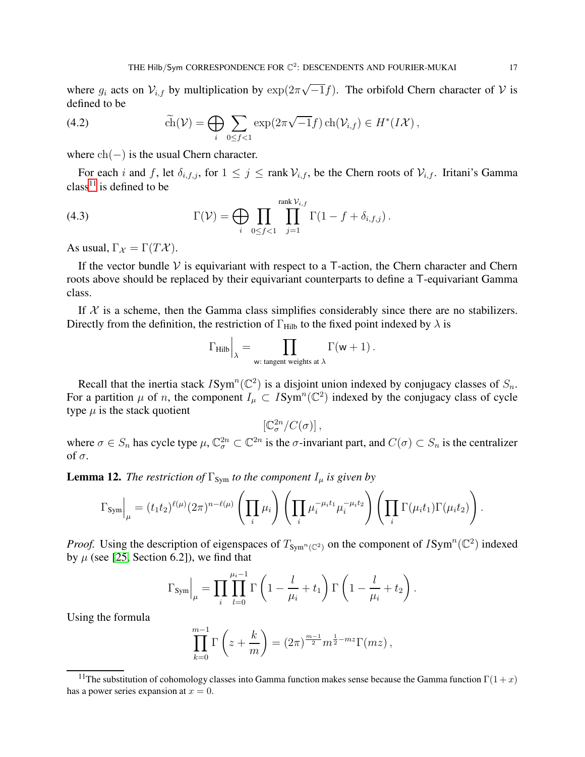where $g_i$ acts on $\mathcal{V}_{i,f}$ by multiplication by $\exp(2\pi\sqrt{-1}f)$. The orbifold Chern character of $\mathcal{V}$ is defined to be

$$\widetilde{\mathrm{ch}}(\mathcal{V}) = \bigoplus_i \sum_{0\leq f<1} \exp(2\pi\sqrt{-1}f)\,\mathrm{ch}(\mathcal{V}_{i,f}) \in H^*(I\mathcal{X})\,, \tag{4.2}$$

where $\mathrm{ch}(-)$ is the usual Chern character.

For each $i$ and $f$, let $\delta_{i,f,j}$, for $1 \leq j \leq \mathrm{rank}\,\mathcal{V}_{i,f}$, be the Chern roots of $\mathcal{V}_{i,f}$. Iritani's Gamma class[11] is defined to be

$$\Gamma(\mathcal{V}) = \bigoplus_i \prod_{0\leq f<1} \prod_{j=1}^{\mathrm{rank}\,\mathcal{V}_{i,f}} \Gamma(1 - f + \delta_{i,f,j})\,. \tag{4.3}$$

As usual, $\Gamma_{\mathcal{X}} = \Gamma(T\mathcal{X})$.

If the vector bundle $\mathcal{V}$ is equivariant with respect to a $\mathsf{T}$-action, the Chern character and Chern roots above should be replaced by their equivariant counterparts to define a $\mathsf{T}$-equivariant Gamma class.

If $\mathcal{X}$ is a scheme, then the Gamma class simplifies considerably since there are no stabilizers. Directly from the definition, the restriction of $\Gamma_{\mathrm{Hilb}}$ to the fixed point indexed by $\lambda$ is

$$\Gamma_{\mathrm{Hilb}}\Big|_\lambda = \prod_{\mathsf{w}\text{: tangent weights at } \lambda} \Gamma(\mathsf{w}+1)\,.$$

Recall that the inertia stack $I\mathrm{Sym}^n(\mathbb{C}^2)$ is a disjoint union indexed by conjugacy classes of $S_n$. For a partition $\mu$ of $n$, the component $I_\mu \subset I\mathrm{Sym}^n(\mathbb{C}^2)$ indexed by the conjugacy class of cycle type $\mu$ is the stack quotient

$$[\mathbb{C}^{2n}_\sigma / C(\sigma)]\,,$$

where $\sigma \in S_n$ has cycle type $\mu$, $\mathbb{C}^{2n}_\sigma \subset \mathbb{C}^{2n}$ is the $\sigma$-invariant part, and $C(\sigma) \subset S_n$ is the centralizer of $\sigma$.

**Lemma 12.** *The restriction of $\Gamma_{\mathrm{Sym}}$ to the component $I_\mu$ is given by*

$$\Gamma_{\mathrm{Sym}}\Big|_\mu = (t_1t_2)^{\ell(\mu)}(2\pi)^{n-\ell(\mu)}\left(\prod_i \mu_i\right)\left(\prod_i \mu_i^{-\mu_i t_1}\mu_i^{-\mu_i t_2}\right)\left(\prod_i \Gamma(\mu_i t_1)\Gamma(\mu_i t_2)\right).$$

*Proof.* Using the description of eigenspaces of $T_{\mathrm{Sym}^n(\mathbb{C}^2)}$ on the component of $I\mathrm{Sym}^n(\mathbb{C}^2)$ indexed by $\mu$ (see [25, Section 6.2]), we find that

$$\Gamma_{\mathrm{Sym}}\Big|_\mu = \prod_i \prod_{l=0}^{\mu_i-1} \Gamma\left(1 - \frac{l}{\mu_i} + t_1\right)\Gamma\left(1 - \frac{l}{\mu_i} + t_2\right).$$

Using the formula

$$\prod_{k=0}^{m-1} \Gamma\left(z + \frac{k}{m}\right) = (2\pi)^{\frac{m-1}{2}} m^{\frac{1}{2}-mz}\Gamma(mz)\,,$$

[11] The substitution of cohomology classes into Gamma function makes sense because the Gamma function $\Gamma(1+x)$ has a power series expansion at $x = 0$.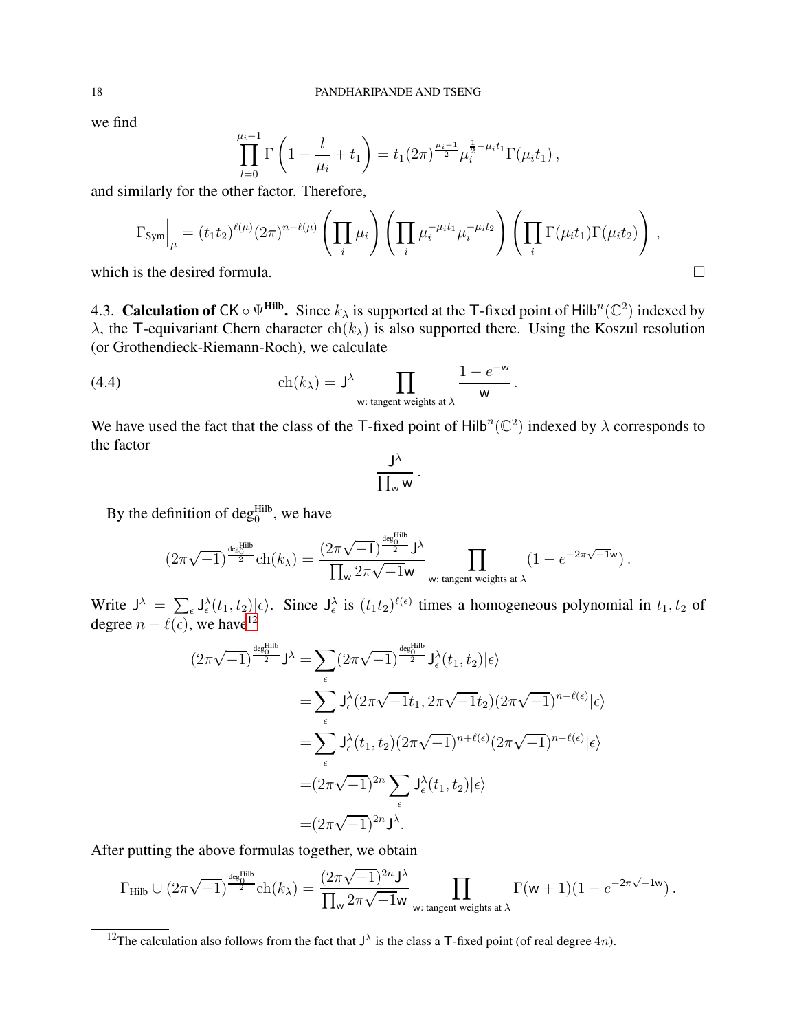we find

$$\prod_{l=0}^{\mu_i-1} \Gamma\left(1 - \frac{l}{\mu_i} + t_1\right) = t_1 (2\pi)^{\frac{\mu_i-1}{2}} \mu_i^{\frac{1}{2}-\mu_i t_1} \Gamma(\mu_i t_1)\,,$$

and similarly for the other factor. Therefore,

$$\Gamma_{\mathsf{Sym}}\Big|_{\mu} = (t_1t_2)^{\ell(\mu)}(2\pi)^{n-\ell(\mu)} \left(\prod_i \mu_i\right)\left(\prod_i \mu_i^{-\mu_i t_1}\mu_i^{-\mu_i t_2}\right)\left(\prod_i \Gamma(\mu_i t_1)\Gamma(\mu_i t_2)\right)\,,$$

which is the desired formula. □

### 4.3. Calculation of $\mathsf{CK} \circ \Psi^{\mathbf{Hilb}}$.

Since $k_\lambda$ is supported at the $\mathsf{T}$-fixed point of $\mathsf{Hilb}^n(\mathbb{C}^2)$ indexed by $\lambda$, the $\mathsf{T}$-equivariant Chern character $\mathrm{ch}(k_\lambda)$ is also supported there. Using the Koszul resolution (or Grothendieck-Riemann-Roch), we calculate

$$\mathrm{ch}(k_\lambda) = \mathsf{J}^\lambda \prod_{\mathsf{w}\text{: tangent weights at } \lambda} \frac{1-e^{-\mathsf{w}}}{\mathsf{w}}\,. \tag{4.4}$$

We have used the fact that the class of the $\mathsf{T}$-fixed point of $\mathsf{Hilb}^n(\mathbb{C}^2)$ indexed by $\lambda$ corresponds to the factor

$$\frac{\mathsf{J}^\lambda}{\prod_{\mathsf{w}} \mathsf{w}}\,.$$

By the definition of $\deg_0^{\mathrm{Hilb}}$, we have

$$(2\pi\sqrt{-1})^{\frac{\deg_0^{\mathrm{Hilb}}}{2}}\mathrm{ch}(k_\lambda) = \frac{(2\pi\sqrt{-1})^{\frac{\deg_0^{\mathrm{Hilb}}}{2}}\mathsf{J}^\lambda}{\prod_{\mathsf{w}} 2\pi\sqrt{-1}\mathsf{w}} \prod_{\mathsf{w}\text{: tangent weights at } \lambda} (1-e^{-2\pi\sqrt{-1}\mathsf{w}})\,.$$

Write $\mathsf{J}^\lambda = \sum_\epsilon \mathsf{J}^\lambda_\epsilon(t_1,t_2)|\epsilon\rangle$. Since $\mathsf{J}^\lambda_\epsilon$ is $(t_1t_2)^{\ell(\epsilon)}$ times a homogeneous polynomial in $t_1, t_2$ of degree $n-\ell(\epsilon)$, we have[12]

$$\begin{aligned}
(2\pi\sqrt{-1})^{\frac{\deg_0^{\mathrm{Hilb}}}{2}}\mathsf{J}^\lambda &= \sum_\epsilon (2\pi\sqrt{-1})^{\frac{\deg_0^{\mathrm{Hilb}}}{2}}\mathsf{J}^\lambda_\epsilon(t_1,t_2)|\epsilon\rangle \\
&= \sum_\epsilon \mathsf{J}^\lambda_\epsilon(2\pi\sqrt{-1}t_1, 2\pi\sqrt{-1}t_2)(2\pi\sqrt{-1})^{n-\ell(\epsilon)}|\epsilon\rangle \\
&= \sum_\epsilon \mathsf{J}^\lambda_\epsilon(t_1,t_2)(2\pi\sqrt{-1})^{n+\ell(\epsilon)}(2\pi\sqrt{-1})^{n-\ell(\epsilon)}|\epsilon\rangle \\
&= (2\pi\sqrt{-1})^{2n}\sum_\epsilon \mathsf{J}^\lambda_\epsilon(t_1,t_2)|\epsilon\rangle \\
&= (2\pi\sqrt{-1})^{2n}\mathsf{J}^\lambda.
\end{aligned}$$

After putting the above formulas together, we obtain

$$\Gamma_{\mathrm{Hilb}} \cup (2\pi\sqrt{-1})^{\frac{\deg_0^{\mathrm{Hilb}}}{2}}\mathrm{ch}(k_\lambda) = \frac{(2\pi\sqrt{-1})^{2n}\mathsf{J}^\lambda}{\prod_{\mathsf{w}} 2\pi\sqrt{-1}\mathsf{w}} \prod_{\mathsf{w}\text{: tangent weights at } \lambda} \Gamma(\mathsf{w}+1)(1-e^{-2\pi\sqrt{-1}\mathsf{w}})\,.$$

[12]The calculation also follows from the fact that $\mathsf{J}^\lambda$ is the class a $\mathsf{T}$-fixed point (of real degree $4n$).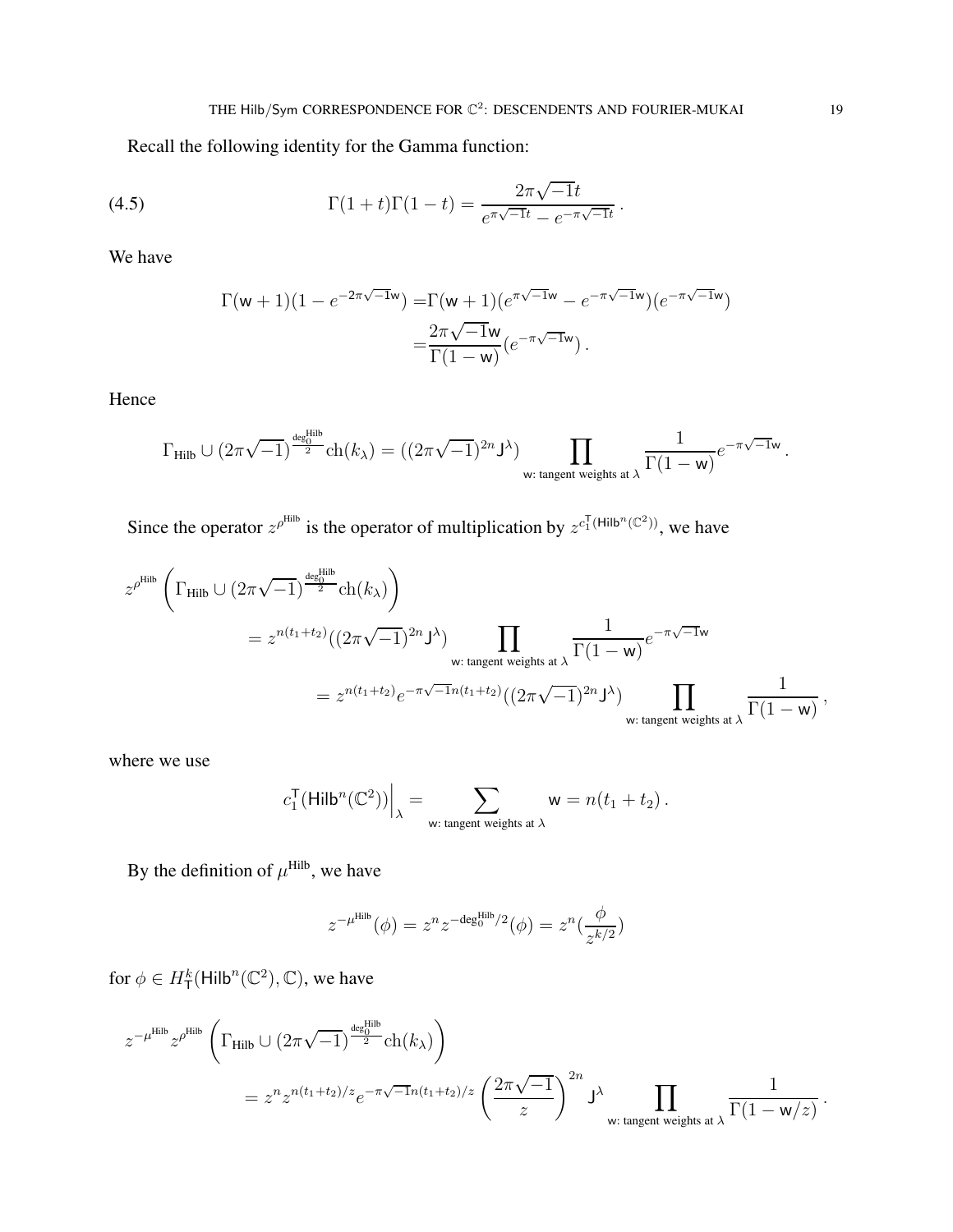Recall the following identity for the Gamma function:

$$\Gamma(1+t)\Gamma(1-t) = \frac{2\pi\sqrt{-1}t}{e^{\pi\sqrt{-1}t} - e^{-\pi\sqrt{-1}t}}\,. \tag{4.5}$$

We have

$$\begin{aligned}
\Gamma(\mathsf{w}+1)(1-e^{-2\pi\sqrt{-1}\mathsf{w}}) =& \Gamma(\mathsf{w}+1)(e^{\pi\sqrt{-1}\mathsf{w}} - e^{-\pi\sqrt{-1}\mathsf{w}})(e^{-\pi\sqrt{-1}\mathsf{w}}) \\
=& \frac{2\pi\sqrt{-1}\mathsf{w}}{\Gamma(1-\mathsf{w})}(e^{-\pi\sqrt{-1}\mathsf{w}})\,.
\end{aligned}$$

Hence

$$\Gamma_{\mathsf{Hilb}} \cup (2\pi\sqrt{-1})^{\frac{\deg_0^{\mathrm{Hilb}}}{2}} \mathrm{ch}(k_\lambda) = ((2\pi\sqrt{-1})^{2n}\mathsf{J}^\lambda) \prod_{\text{w: tangent weights at } \lambda} \frac{1}{\Gamma(1-\mathsf{w})} e^{-\pi\sqrt{-1}\mathsf{w}}\,.$$

Since the operator $z^{\rho^{\mathrm{Hilb}}}$ is the operator of multiplication by $z^{c_1^{\mathsf{T}}(\mathsf{Hilb}^n(\mathbb{C}^2))}$, we have

$$\begin{aligned}
z^{\rho^{\mathrm{Hilb}}} & \left(\Gamma_{\mathsf{Hilb}} \cup (2\pi\sqrt{-1})^{\frac{\deg_0^{\mathrm{Hilb}}}{2}} \mathrm{ch}(k_\lambda)\right) \\
&= z^{n(t_1+t_2)}((2\pi\sqrt{-1})^{2n}\mathsf{J}^\lambda) \prod_{\text{w: tangent weights at } \lambda} \frac{1}{\Gamma(1-\mathsf{w})} e^{-\pi\sqrt{-1}\mathsf{w}} \\
&= z^{n(t_1+t_2)} e^{-\pi\sqrt{-1}n(t_1+t_2)}((2\pi\sqrt{-1})^{2n}\mathsf{J}^\lambda) \prod_{\text{w: tangent weights at } \lambda} \frac{1}{\Gamma(1-\mathsf{w})}\,,
\end{aligned}$$

where we use

$$c_1^{\mathsf{T}}(\mathsf{Hilb}^n(\mathbb{C}^2))\Big|_\lambda = \sum_{\text{w: tangent weights at } \lambda} \mathsf{w} = n(t_1+t_2)\,.$$

By the definition of $\mu^{\mathrm{Hilb}}$, we have

$$z^{-\mu^{\mathrm{Hilb}}}(\phi) = z^n z^{-\deg_0^{\mathrm{Hilb}}/2}(\phi) = z^n(\frac{\phi}{z^{k/2}})$$

for $\phi \in H^k_{\mathsf{T}}(\mathsf{Hilb}^n(\mathbb{C}^2), \mathbb{C})$, we have

$$\begin{aligned}
z^{-\mu^{\mathrm{Hilb}}} z^{\rho^{\mathrm{Hilb}}} & \left(\Gamma_{\mathsf{Hilb}} \cup (2\pi\sqrt{-1})^{\frac{\deg_0^{\mathrm{Hilb}}}{2}} \mathrm{ch}(k_\lambda)\right) \\
&= z^n z^{n(t_1+t_2)/z} e^{-\pi\sqrt{-1}n(t_1+t_2)/z} \left(\frac{2\pi\sqrt{-1}}{z}\right)^{2n} \mathsf{J}^\lambda \prod_{\text{w: tangent weights at } \lambda} \frac{1}{\Gamma(1-\mathsf{w}/z)}\,.
\end{aligned}$$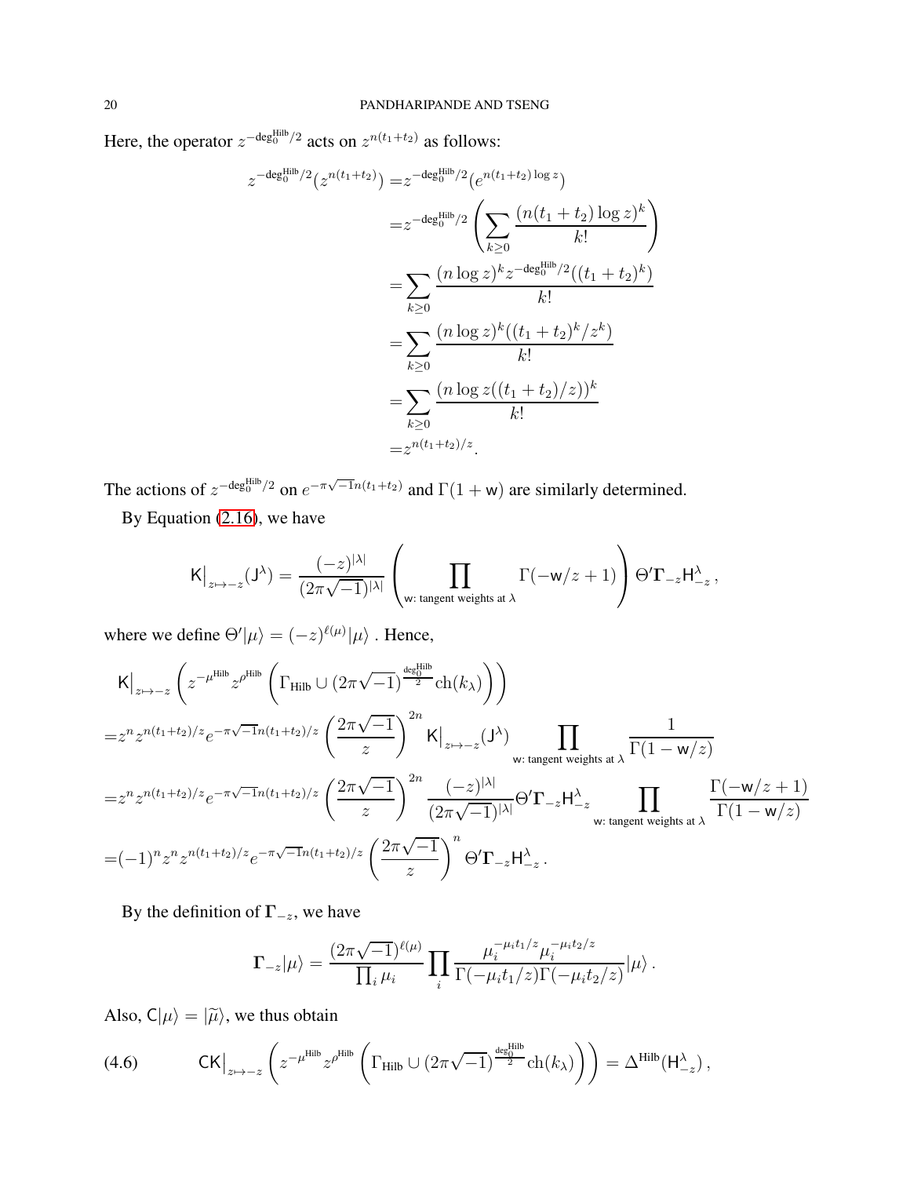Here, the operator $z^{-\deg_0^{\text{Hilb}}/2}$ acts on $z^{n(t_1+t_2)}$ as follows:

$$
\begin{aligned}
z^{-\deg_0^{\text{Hilb}}/2}\big(z^{n(t_1+t_2)}\big) =& z^{-\deg_0^{\text{Hilb}}/2}\big(e^{n(t_1+t_2)\log z}\big)\\
=& z^{-\deg_0^{\text{Hilb}}/2}\left(\sum_{k\geq 0}\frac{(n(t_1+t_2)\log z)^k}{k!}\right)\\
=& \sum_{k\geq 0}\frac{(n\log z)^k z^{-\deg_0^{\text{Hilb}}/2}((t_1+t_2)^k)}{k!}\\
=& \sum_{k\geq 0}\frac{(n\log z)^k((t_1+t_2)^k/z^k)}{k!}\\
=& \sum_{k\geq 0}\frac{(n\log z((t_1+t_2)/z))^k}{k!}\\
=& z^{n(t_1+t_2)/z}.
\end{aligned}
$$

The actions of $z^{-\deg_0^{\text{Hilb}}/2}$ on $e^{-\pi\sqrt{-1}n(t_1+t_2)}$ and $\Gamma(1+\mathsf{w})$ are similarly determined.

By Equation (2.16), we have

$$
\mathsf{K}\big|_{z\mapsto -z}(\mathsf{J}^\lambda) = \frac{(-z)^{|\lambda|}}{(2\pi\sqrt{-1})^{|\lambda|}}\left(\prod_{\mathsf{w}:\text{ tangent weights at }\lambda}\Gamma(-\mathsf{w}/z+1)\right)\Theta'\mathbf{\Gamma}_{-z}\mathsf{H}^\lambda_{-z}\,,
$$

where we define $\Theta'|\mu\rangle = (-z)^{\ell(\mu)}|\mu\rangle$ . Hence,

$$
\begin{aligned}
&\mathsf{K}\big|_{z\mapsto -z}\left(z^{-\mu^{\text{Hilb}}}z^{\rho^{\text{Hilb}}}\left(\Gamma_{\text{Hilb}}\cup(2\pi\sqrt{-1})^{\frac{\deg_0^{\text{Hilb}}}{2}}\mathrm{ch}(k_\lambda)\right)\right)\\
=& z^n z^{n(t_1+t_2)/z}e^{-\pi\sqrt{-1}n(t_1+t_2)/z}\left(\frac{2\pi\sqrt{-1}}{z}\right)^{2n}\mathsf{K}\big|_{z\mapsto -z}(\mathsf{J}^\lambda)\prod_{\mathsf{w}:\text{ tangent weights at }\lambda}\frac{1}{\Gamma(1-\mathsf{w}/z)}\\
=& z^n z^{n(t_1+t_2)/z}e^{-\pi\sqrt{-1}n(t_1+t_2)/z}\left(\frac{2\pi\sqrt{-1}}{z}\right)^{2n}\frac{(-z)^{|\lambda|}}{(2\pi\sqrt{-1})^{|\lambda|}}\Theta'\mathbf{\Gamma}_{-z}\mathsf{H}^\lambda_{-z}\prod_{\mathsf{w}:\text{ tangent weights at }\lambda}\frac{\Gamma(-\mathsf{w}/z+1)}{\Gamma(1-\mathsf{w}/z)}\\
=& (-1)^n z^n z^{n(t_1+t_2)/z}e^{-\pi\sqrt{-1}n(t_1+t_2)/z}\left(\frac{2\pi\sqrt{-1}}{z}\right)^{n}\Theta'\mathbf{\Gamma}_{-z}\mathsf{H}^\lambda_{-z}\,.
\end{aligned}
$$

By the definition of $\mathbf{\Gamma}_{-z}$, we have

$$
\mathbf{\Gamma}_{-z}|\mu\rangle = \frac{(2\pi\sqrt{-1})^{\ell(\mu)}}{\prod_i\mu_i}\prod_i\frac{\mu_i^{-\mu_i t_1/z}\mu_i^{-\mu_i t_2/z}}{\Gamma(-\mu_i t_1/z)\Gamma(-\mu_i t_2/z)}|\mu\rangle\,.
$$

Also, $\mathsf{C}|\mu\rangle = |\widetilde{\mu}\rangle$, we thus obtain

$$
\mathsf{C}\mathsf{K}\big|_{z\mapsto -z}\left(z^{-\mu^{\text{Hilb}}}z^{\rho^{\text{Hilb}}}\left(\Gamma_{\text{Hilb}}\cup(2\pi\sqrt{-1})^{\frac{\deg_0^{\text{Hilb}}}{2}}\mathrm{ch}(k_\lambda)\right)\right) = \Delta^{\text{Hilb}}(\mathsf{H}^\lambda_{-z})\,, \tag{4.6}
$$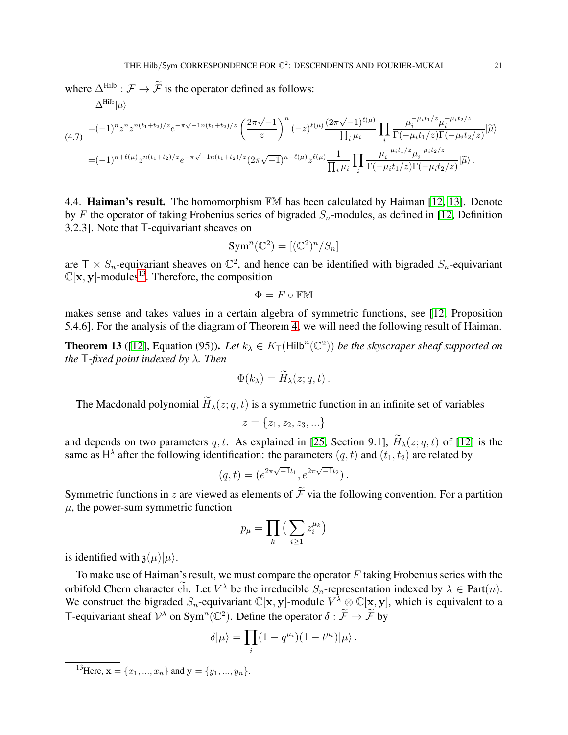where $\Delta^{\mathrm{Hilb}} : \mathcal{F} \to \widetilde{\mathcal{F}}$ is the operator defined as follows:

$$
\begin{aligned}
&\Delta^{\mathrm{Hilb}}|\mu\rangle \\
&=(-1)^n z^n z^{n(t_1+t_2)/z} e^{-\pi\sqrt{-1}n(t_1+t_2)/z} \left(\frac{2\pi\sqrt{-1}}{z}\right)^n (-z)^{\ell(\mu)} \frac{(2\pi\sqrt{-1})^{\ell(\mu)}}{\prod_i \mu_i} \prod_i \frac{\mu_i^{-\mu_i t_1/z} \mu_i^{-\mu_i t_2/z}}{\Gamma(-\mu_i t_1/z)\Gamma(-\mu_i t_2/z)} |\widetilde{\mu}\rangle \\
&=(-1)^{n+\ell(\mu)} z^{n(t_1+t_2)/z} e^{-\pi\sqrt{-1}n(t_1+t_2)/z} (2\pi\sqrt{-1})^{n+\ell(\mu)} z^{\ell(\mu)} \frac{1}{\prod_i \mu_i} \prod_i \frac{\mu_i^{-\mu_i t_1/z} \mu_i^{-\mu_i t_2/z}}{\Gamma(-\mu_i t_1/z)\Gamma(-\mu_i t_2/z)} |\widetilde{\mu}\rangle \,.
\end{aligned}
\tag{4.7}
$$

4.4. **Haiman's result.** The homomorphism $\mathbb{FM}$ has been calculated by Haiman [12, 13]. Denote by $F$ the operator of taking Frobenius series of bigraded $S_n$-modules, as defined in [12, Definition 3.2.3]. Note that $\mathsf{T}$-equivariant sheaves on

$$
\mathrm{Sym}^n(\mathbb{C}^2) = [(\mathbb{C}^2)^n/S_n]
$$

are $\mathsf{T} \times S_n$-equivariant sheaves on $\mathbb{C}^2$, and hence can be identified with bigraded $S_n$-equivariant $\mathbb{C}[\mathbf{x}, \mathbf{y}]$-modules[13]. Therefore, the composition

$$
\Phi = F \circ \mathbb{FM}
$$

makes sense and takes values in a certain algebra of symmetric functions, see [12, Proposition 5.4.6]. For the analysis of the diagram of Theorem 4, we will need the following result of Haiman.

**Theorem 13** ([12], Equation (95))**.** *Let $k_\lambda \in K_{\mathsf{T}}(\mathsf{Hilb}^n(\mathbb{C}^2))$ be the skyscraper sheaf supported on the $\mathsf{T}$-fixed point indexed by $\lambda$. Then*

$$
\Phi(k_\lambda) = \widetilde{H}_\lambda(z; q, t) \,.
$$

The Macdonald polynomial $\widetilde{H}_\lambda(z; q, t)$ is a symmetric function in an infinite set of variables

$$
z = \{z_1, z_2, z_3, ...\}
$$

and depends on two parameters $q, t$. As explained in [25, Section 9.1], $\widetilde{H}_\lambda(z; q, t)$ of [12] is the same as $\mathsf{H}^\lambda$ after the following identification: the parameters $(q, t)$ and $(t_1, t_2)$ are related by

$$
(q, t) = (e^{2\pi\sqrt{-1}t_1}, e^{2\pi\sqrt{-1}t_2}) \,.
$$

Symmetric functions in $z$ are viewed as elements of $\widetilde{\mathcal{F}}$ via the following convention. For a partition $\mu$, the power-sum symmetric function

$$
p_\mu = \prod_k \big( \sum_{i \geq 1} z_i^{\mu_k} \big)
$$

is identified with $\mathfrak{z}(\mu)|\mu\rangle$.

To make use of Haiman's result, we must compare the operator $F$ taking Frobenius series with the orbifold Chern character $\widetilde{\mathrm{ch}}$. Let $V^\lambda$ be the irreducible $S_n$-representation indexed by $\lambda \in \mathrm{Part}(n)$. We construct the bigraded $S_n$-equivariant $\mathbb{C}[\mathbf{x}, \mathbf{y}]$-module $V^\lambda \otimes \mathbb{C}[\mathbf{x}, \mathbf{y}]$, which is equivalent to a $\mathsf{T}$-equivariant sheaf $\mathcal{V}^\lambda$ on $\mathrm{Sym}^n(\mathbb{C}^2)$. Define the operator $\delta : \widetilde{\mathcal{F}} \to \widetilde{\mathcal{F}}$ by

$$
\delta|\mu\rangle = \prod_i (1 - q^{\mu_i})(1 - t^{\mu_i})|\mu\rangle \,.
$$

[13] Here, $\mathbf{x} = \{x_1, ..., x_n\}$ and $\mathbf{y} = \{y_1, ..., y_n\}$.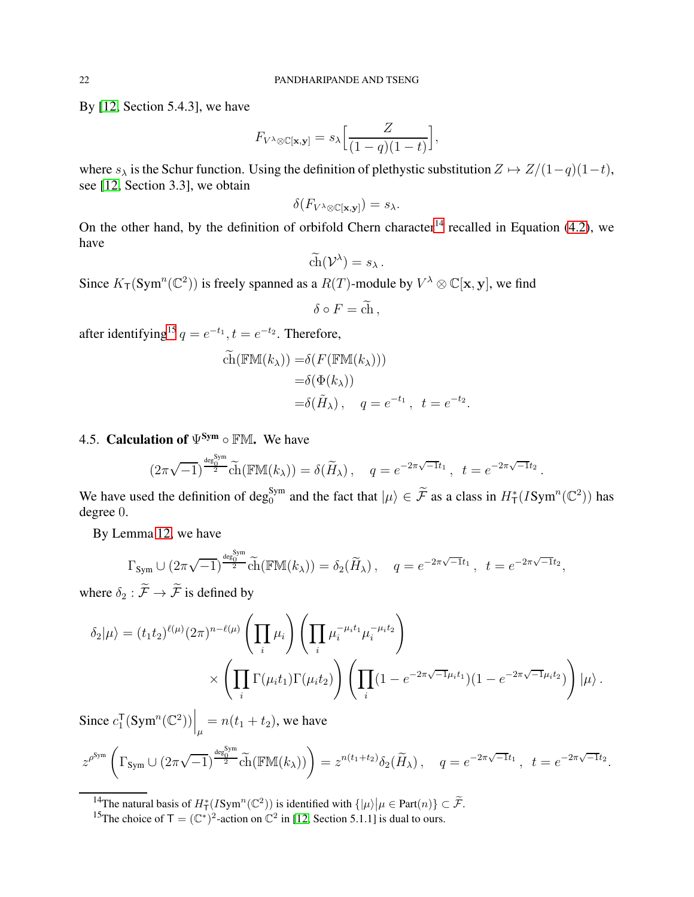By [12, Section 5.4.3], we have

$$F_{V^\lambda \otimes \mathbb{C}[\mathbf{x},\mathbf{y}]} = s_\lambda\Big[\frac{Z}{(1-q)(1-t)}\Big],$$

where $s_\lambda$ is the Schur function. Using the definition of plethystic substitution $Z \mapsto Z/(1-q)(1-t)$, see [12, Section 3.3], we obtain

$$\delta(F_{V^\lambda \otimes \mathbb{C}[\mathbf{x},\mathbf{y}]}) = s_\lambda.$$

On the other hand, by the definition of orbifold Chern character[14] recalled in Equation (4.2), we have

$$\widetilde{\mathrm{ch}}(\mathcal{V}^\lambda) = s_\lambda\,.$$

Since $K_\mathsf{T}(\mathrm{Sym}^n(\mathbb{C}^2))$ is freely spanned as a $R(T)$-module by $V^\lambda \otimes \mathbb{C}[\mathbf{x},\mathbf{y}]$, we find

$$\delta \circ F = \widetilde{\mathrm{ch}}\,,$$

after identifying[15] $q = e^{-t_1}, t = e^{-t_2}$. Therefore,

$$\begin{aligned}\widetilde{\mathrm{ch}}(\mathbb{FM}(k_\lambda)) =&\delta(F(\mathbb{FM}(k_\lambda)))\\ =&\delta(\Phi(k_\lambda))\\ =&\delta(\tilde{H}_\lambda)\,, \quad q = e^{-t_1}\,,\ t = e^{-t_2}.\end{aligned}$$

## 4.5. Calculation of $\Psi^{\mathrm{Sym}} \circ \mathbb{FM}$.

We have

$$(2\pi\sqrt{-1})^{\frac{\deg_0^{\mathrm{Sym}}}{2}}\widetilde{\mathrm{ch}}(\mathbb{FM}(k_\lambda)) = \delta(\widetilde{H}_\lambda)\,, \quad q = e^{-2\pi\sqrt{-1}t_1}\,,\ t = e^{-2\pi\sqrt{-1}t_2}\,.$$

We have used the definition of $\deg_0^{\mathrm{Sym}}$ and the fact that $|\mu\rangle \in \widetilde{\mathcal{F}}$ as a class in $H_\mathsf{T}^*(I\mathrm{Sym}^n(\mathbb{C}^2))$ has degree 0.

By Lemma 12, we have

$$\Gamma_{\mathrm{Sym}} \cup (2\pi\sqrt{-1})^{\frac{\deg_0^{\mathrm{Sym}}}{2}}\widetilde{\mathrm{ch}}(\mathbb{FM}(k_\lambda)) = \delta_2(\widetilde{H}_\lambda)\,, \quad q = e^{-2\pi\sqrt{-1}t_1}\,,\ t = e^{-2\pi\sqrt{-1}t_2},$$

where $\delta_2 : \widetilde{\mathcal{F}} \to \widetilde{\mathcal{F}}$ is defined by

$$\begin{aligned}\delta_2|\mu\rangle = (t_1t_2)^{\ell(\mu)}(2\pi)^{n-\ell(\mu)}\left(\prod_i \mu_i\right)\left(\prod_i \mu_i^{-\mu_i t_1}\mu_i^{-\mu_i t_2}\right)&\\ \times\left(\prod_i \Gamma(\mu_i t_1)\Gamma(\mu_i t_2)\right)\left(\prod_i (1-e^{-2\pi\sqrt{-1}\mu_i t_1})(1-e^{-2\pi\sqrt{-1}\mu_i t_2})\right)|\mu\rangle\,.&\end{aligned}$$

Since $c_1^\mathsf{T}(\mathrm{Sym}^n(\mathbb{C}^2))\Big|_\mu = n(t_1+t_2)$, we have

$$z^{\rho^{\mathrm{Sym}}}\left(\Gamma_{\mathrm{Sym}} \cup (2\pi\sqrt{-1})^{\frac{\deg_0^{\mathrm{Sym}}}{2}}\widetilde{\mathrm{ch}}(\mathbb{FM}(k_\lambda))\right) = z^{n(t_1+t_2)}\delta_2(\widetilde{H}_\lambda)\,, \quad q = e^{-2\pi\sqrt{-1}t_1}\,,\ t = e^{-2\pi\sqrt{-1}t_2}.$$

---

[14] The natural basis of $H_\mathsf{T}^*(I\mathrm{Sym}^n(\mathbb{C}^2))$ is identified with $\{|\mu\rangle | \mu \in \mathrm{Part}(n)\} \subset \widetilde{\mathcal{F}}$.

[15] The choice of $\mathsf{T} = (\mathbb{C}^*)^2$-action on $\mathbb{C}^2$ in [12, Section 5.1.1] is dual to ours.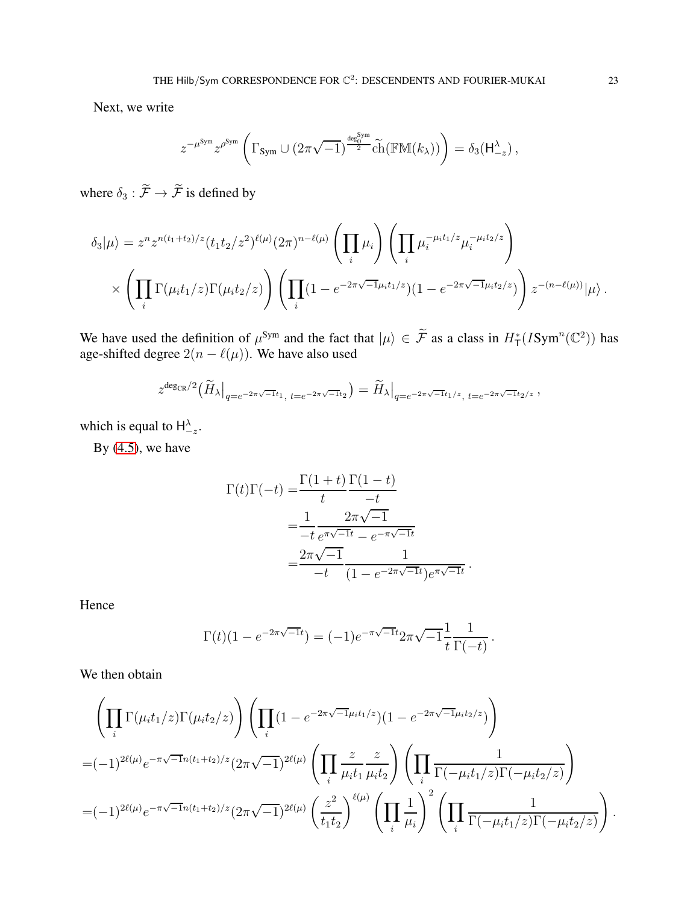Next, we write

$$
z^{-\mu^{\mathrm{Sym}}} z^{\rho^{\mathrm{Sym}}} \left( \Gamma_{\mathsf{Sym}} \cup (2\pi\sqrt{-1})^{\frac{\deg_0^{\mathrm{Sym}}}{2}} \widetilde{\mathrm{ch}}(\mathbb{FM}(k_\lambda)) \right) = \delta_3(\mathsf{H}^\lambda_{-z}) \, ,
$$

where $\delta_3 : \widetilde{\mathcal{F}} \to \widetilde{\mathcal{F}}$ is defined by

$$
\begin{aligned}
\delta_3 |\mu\rangle = & \, z^n z^{n(t_1+t_2)/z} (t_1 t_2 / z^2)^{\ell(\mu)} (2\pi)^{n-\ell(\mu)} \left( \prod_i \mu_i \right) \left( \prod_i \mu_i^{-\mu_i t_1/z} \mu_i^{-\mu_i t_2/z} \right) \\
& \times \left( \prod_i \Gamma(\mu_i t_1/z) \Gamma(\mu_i t_2/z) \right) \left( \prod_i (1 - e^{-2\pi\sqrt{-1}\mu_i t_1/z})(1 - e^{-2\pi\sqrt{-1}\mu_i t_2/z}) \right) z^{-(n-\ell(\mu))} |\mu\rangle \, .
\end{aligned}
$$

We have used the definition of $\mu^{\mathrm{Sym}}$ and the fact that $|\mu\rangle \in \widetilde{\mathcal{F}}$ as a class in $H^*_{\mathsf{T}}(I\mathrm{Sym}^n(\mathbb{C}^2))$ has age-shifted degree $2(n - \ell(\mu))$. We have also used

$$
z^{\deg_{\mathrm{CR}}/2} \big( \widetilde{H}_\lambda \big|_{q = e^{-2\pi\sqrt{-1}t_1}, \, t = e^{-2\pi\sqrt{-1}t_2}} \big) = \widetilde{H}_\lambda \big|_{q = e^{-2\pi\sqrt{-1}t_1/z}, \, t = e^{-2\pi\sqrt{-1}t_2/z}} \, ,
$$

which is equal to $\mathsf{H}^\lambda_{-z}$.

By (4.5), we have

$$
\begin{aligned}
\Gamma(t)\Gamma(-t) = & \frac{\Gamma(1+t)}{t} \frac{\Gamma(1-t)}{-t} \\
= & \frac{1}{-t} \frac{2\pi\sqrt{-1}}{e^{\pi\sqrt{-1}t} - e^{-\pi\sqrt{-1}t}} \\
= & \frac{2\pi\sqrt{-1}}{-t} \frac{1}{(1 - e^{-2\pi\sqrt{-1}t}) e^{\pi\sqrt{-1}t}} \, .
\end{aligned}
$$

Hence

$$
\Gamma(t)(1 - e^{-2\pi\sqrt{-1}t}) = (-1) e^{-\pi\sqrt{-1}t} 2\pi\sqrt{-1} \frac{1}{t} \frac{1}{\Gamma(-t)} \, .
$$

We then obtain

$$
\begin{aligned}
& \left( \prod_i \Gamma(\mu_i t_1/z) \Gamma(\mu_i t_2/z) \right) \left( \prod_i (1 - e^{-2\pi\sqrt{-1}\mu_i t_1/z})(1 - e^{-2\pi\sqrt{-1}\mu_i t_2/z}) \right) \\
= & (-1)^{2\ell(\mu)} e^{-\pi\sqrt{-1}n(t_1+t_2)/z} (2\pi\sqrt{-1})^{2\ell(\mu)} \left( \prod_i \frac{z}{\mu_i t_1} \frac{z}{\mu_i t_2} \right) \left( \prod_i \frac{1}{\Gamma(-\mu_i t_1/z) \Gamma(-\mu_i t_2/z)} \right) \\
= & (-1)^{2\ell(\mu)} e^{-\pi\sqrt{-1}n(t_1+t_2)/z} (2\pi\sqrt{-1})^{2\ell(\mu)} \left( \frac{z^2}{t_1 t_2} \right)^{\ell(\mu)} \left( \prod_i \frac{1}{\mu_i} \right)^2 \left( \prod_i \frac{1}{\Gamma(-\mu_i t_1/z) \Gamma(-\mu_i t_2/z)} \right) .
\end{aligned}
$$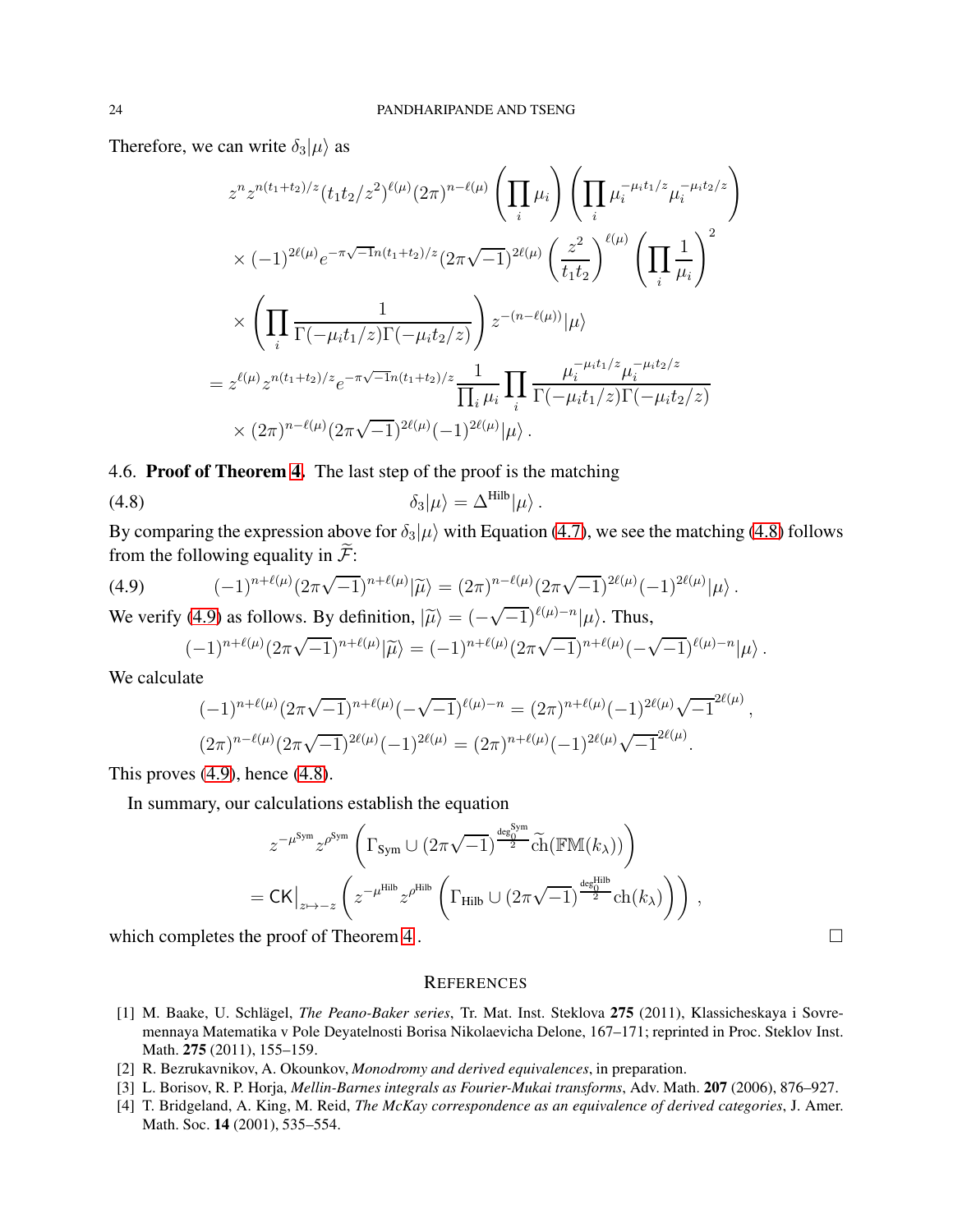Therefore, we can write $\delta_3|\mu\rangle$ as

$$
\begin{aligned}
& z^n z^{n(t_1+t_2)/z}(t_1t_2/z^2)^{\ell(\mu)}(2\pi)^{n-\ell(\mu)}\left(\prod_i \mu_i\right)\left(\prod_i \mu_i^{-\mu_i t_1/z}\mu_i^{-\mu_i t_2/z}\right)\\
&\times (-1)^{2\ell(\mu)} e^{-\pi\sqrt{-1}n(t_1+t_2)/z}(2\pi\sqrt{-1})^{2\ell(\mu)}\left(\frac{z^2}{t_1t_2}\right)^{\ell(\mu)}\left(\prod_i \frac{1}{\mu_i}\right)^2\\
&\times \left(\prod_i \frac{1}{\Gamma(-\mu_i t_1/z)\Gamma(-\mu_i t_2/z)}\right) z^{-(n-\ell(\mu))}|\mu\rangle\\
=\; & z^{\ell(\mu)} z^{n(t_1+t_2)/z} e^{-\pi\sqrt{-1}n(t_1+t_2)/z}\frac{1}{\prod_i \mu_i}\prod_i \frac{\mu_i^{-\mu_i t_1/z}\mu_i^{-\mu_i t_2/z}}{\Gamma(-\mu_i t_1/z)\Gamma(-\mu_i t_2/z)}\\
&\times (2\pi)^{n-\ell(\mu)}(2\pi\sqrt{-1})^{2\ell(\mu)}(-1)^{2\ell(\mu)}|\mu\rangle\,.
\end{aligned}
$$

4.6. **Proof of Theorem 4.** The last step of the proof is the matching

$$
\delta_3|\mu\rangle = \Delta^{\mathrm{Hilb}}|\mu\rangle\,. \tag{4.8}
$$

By comparing the expression above for $\delta_3|\mu\rangle$ with Equation (4.7), we see the matching (4.8) follows from the following equality in $\widetilde{\mathcal{F}}$:

$$
(-1)^{n+\ell(\mu)}(2\pi\sqrt{-1})^{n+\ell(\mu)}|\widetilde{\mu}\rangle = (2\pi)^{n-\ell(\mu)}(2\pi\sqrt{-1})^{2\ell(\mu)}(-1)^{2\ell(\mu)}|\mu\rangle\,. \tag{4.9}
$$

We verify (4.9) as follows. By definition, $|\widetilde{\mu}\rangle = (-\sqrt{-1})^{\ell(\mu)-n}|\mu\rangle$. Thus,

$$
(-1)^{n+\ell(\mu)}(2\pi\sqrt{-1})^{n+\ell(\mu)}|\widetilde{\mu}\rangle = (-1)^{n+\ell(\mu)}(2\pi\sqrt{-1})^{n+\ell(\mu)}(-\sqrt{-1})^{\ell(\mu)-n}|\mu\rangle\,.
$$

We calculate

$$
\begin{aligned}
(-1)^{n+\ell(\mu)}(2\pi\sqrt{-1})^{n+\ell(\mu)}(-\sqrt{-1})^{\ell(\mu)-n} &= (2\pi)^{n+\ell(\mu)}(-1)^{2\ell(\mu)}\sqrt{-1}^{2\ell(\mu)}\,,\\
(2\pi)^{n-\ell(\mu)}(2\pi\sqrt{-1})^{2\ell(\mu)}(-1)^{2\ell(\mu)} &= (2\pi)^{n+\ell(\mu)}(-1)^{2\ell(\mu)}\sqrt{-1}^{2\ell(\mu)}.
\end{aligned}
$$

This proves (4.9), hence (4.8).

In summary, our calculations establish the equation

$$
\begin{aligned}
& z^{-\mu^{\mathrm{Sym}}} z^{\rho^{\mathrm{Sym}}}\left(\Gamma_{\mathrm{Sym}} \cup (2\pi\sqrt{-1})^{\frac{\deg_0^{\mathrm{Sym}}}{2}}\widetilde{\mathrm{ch}}(\mathbb{FM}(k_\lambda))\right)\\
=\; & \mathsf{CK}\big|_{z\mapsto -z}\left(z^{-\mu^{\mathrm{Hilb}}} z^{\rho^{\mathrm{Hilb}}}\left(\Gamma_{\mathrm{Hilb}} \cup (2\pi\sqrt{-1})^{\frac{\deg_0^{\mathrm{Hilb}}}{2}}\mathrm{ch}(k_\lambda)\right)\right)\,,
\end{aligned}
$$

which completes the proof of Theorem 4. $\square$

## References

[1] M. Baake, U. Schlägel, *The Peano-Baker series*, Tr. Mat. Inst. Steklova **275** (2011), Klassicheskaya i Sovremennaya Matematika v Pole Deyatelnosti Borisa Nikolaevicha Delone, 167–171; reprinted in Proc. Steklov Inst. Math. **275** (2011), 155–159.

[2] R. Bezrukavnikov, A. Okounkov, *Monodromy and derived equivalences*, in preparation.

[3] L. Borisov, R. P. Horja, *Mellin-Barnes integrals as Fourier-Mukai transforms*, Adv. Math. **207** (2006), 876–927.

[4] T. Bridgeland, A. King, M. Reid, *The McKay correspondence as an equivalence of derived categories*, J. Amer. Math. Soc. **14** (2001), 535–554.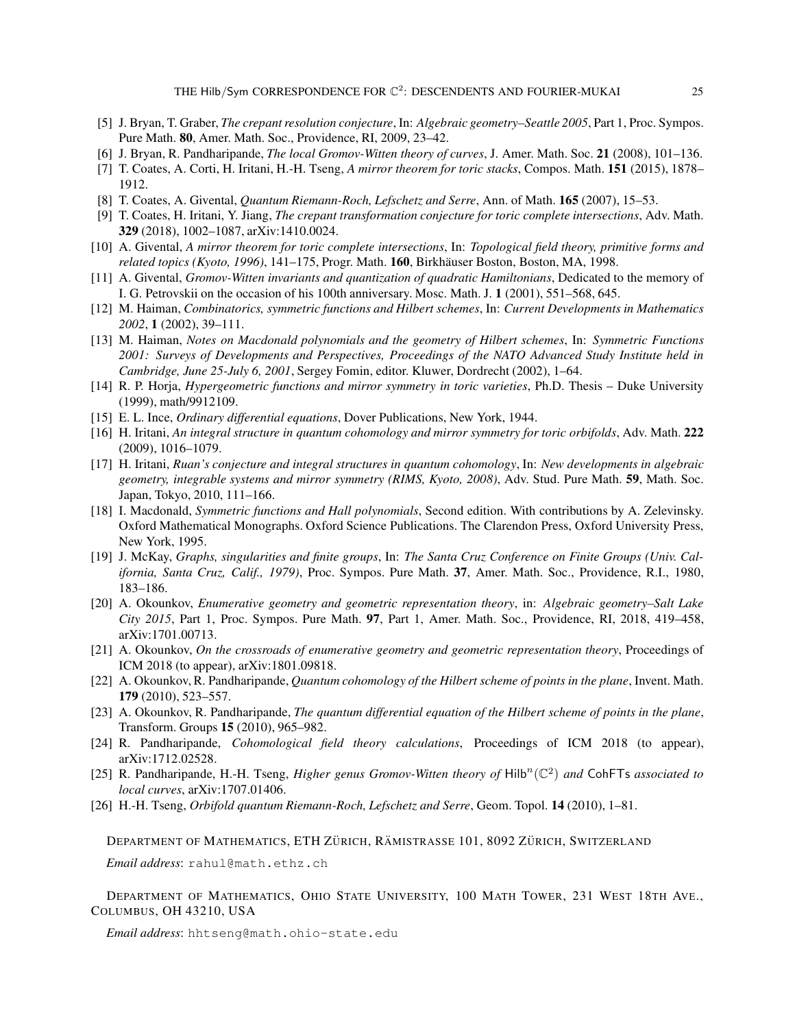[5] J. Bryan, T. Graber, *The crepant resolution conjecture*, In: *Algebraic geometry–Seattle 2005*, Part 1, Proc. Sympos. Pure Math. **80**, Amer. Math. Soc., Providence, RI, 2009, 23–42.

[6] J. Bryan, R. Pandharipande, *The local Gromov-Witten theory of curves*, J. Amer. Math. Soc. **21** (2008), 101–136.

[7] T. Coates, A. Corti, H. Iritani, H.-H. Tseng, *A mirror theorem for toric stacks*, Compos. Math. **151** (2015), 1878–1912.

[8] T. Coates, A. Givental, *Quantum Riemann-Roch, Lefschetz and Serre*, Ann. of Math. **165** (2007), 15–53.

[9] T. Coates, H. Iritani, Y. Jiang, *The crepant transformation conjecture for toric complete intersections*, Adv. Math. **329** (2018), 1002–1087, arXiv:1410.0024.

[10] A. Givental, *A mirror theorem for toric complete intersections*, In: *Topological field theory, primitive forms and related topics (Kyoto, 1996)*, 141–175, Progr. Math. **160**, Birkhäuser Boston, Boston, MA, 1998.

[11] A. Givental, *Gromov-Witten invariants and quantization of quadratic Hamiltonians*, Dedicated to the memory of I. G. Petrovskii on the occasion of his 100th anniversary. Mosc. Math. J. **1** (2001), 551–568, 645.

[12] M. Haiman, *Combinatorics, symmetric functions and Hilbert schemes*, In: *Current Developments in Mathematics 2002*, **1** (2002), 39–111.

[13] M. Haiman, *Notes on Macdonald polynomials and the geometry of Hilbert schemes*, In: *Symmetric Functions 2001: Surveys of Developments and Perspectives, Proceedings of the NATO Advanced Study Institute held in Cambridge, June 25-July 6, 2001*, Sergey Fomin, editor. Kluwer, Dordrecht (2002), 1–64.

[14] R. P. Horja, *Hypergeometric functions and mirror symmetry in toric varieties*, Ph.D. Thesis – Duke University (1999), math/9912109.

[15] E. L. Ince, *Ordinary differential equations*, Dover Publications, New York, 1944.

[16] H. Iritani, *An integral structure in quantum cohomology and mirror symmetry for toric orbifolds*, Adv. Math. **222** (2009), 1016–1079.

[17] H. Iritani, *Ruan's conjecture and integral structures in quantum cohomology*, In: *New developments in algebraic geometry, integrable systems and mirror symmetry (RIMS, Kyoto, 2008)*, Adv. Stud. Pure Math. **59**, Math. Soc. Japan, Tokyo, 2010, 111–166.

[18] I. Macdonald, *Symmetric functions and Hall polynomials*, Second edition. With contributions by A. Zelevinsky. Oxford Mathematical Monographs. Oxford Science Publications. The Clarendon Press, Oxford University Press, New York, 1995.

[19] J. McKay, *Graphs, singularities and finite groups*, In: *The Santa Cruz Conference on Finite Groups (Univ. California, Santa Cruz, Calif., 1979)*, Proc. Sympos. Pure Math. **37**, Amer. Math. Soc., Providence, R.I., 1980, 183–186.

[20] A. Okounkov, *Enumerative geometry and geometric representation theory*, in: *Algebraic geometry–Salt Lake City 2015*, Part 1, Proc. Sympos. Pure Math. **97**, Part 1, Amer. Math. Soc., Providence, RI, 2018, 419–458, arXiv:1701.00713.

[21] A. Okounkov, *On the crossroads of enumerative geometry and geometric representation theory*, Proceedings of ICM 2018 (to appear), arXiv:1801.09818.

[22] A. Okounkov, R. Pandharipande, *Quantum cohomology of the Hilbert scheme of points in the plane*, Invent. Math. **179** (2010), 523–557.

[23] A. Okounkov, R. Pandharipande, *The quantum differential equation of the Hilbert scheme of points in the plane*, Transform. Groups **15** (2010), 965–982.

[24] R. Pandharipande, *Cohomological field theory calculations*, Proceedings of ICM 2018 (to appear), arXiv:1712.02528.

[25] R. Pandharipande, H.-H. Tseng, *Higher genus Gromov-Witten theory of* $\mathsf{Hilb}^n(\mathbb{C}^2)$ *and* CohFTs *associated to local curves*, arXiv:1707.01406.

[26] H.-H. Tseng, *Orbifold quantum Riemann-Roch, Lefschetz and Serre*, Geom. Topol. **14** (2010), 1–81.

Department of Mathematics, ETH Zürich, Rämistrasse 101, 8092 Zürich, Switzerland

*Email address*: rahul@math.ethz.ch

Department of Mathematics, Ohio State University, 100 Math Tower, 231 West 18th Ave., Columbus, OH 43210, USA

*Email address*: hhtseng@math.ohio-state.edu